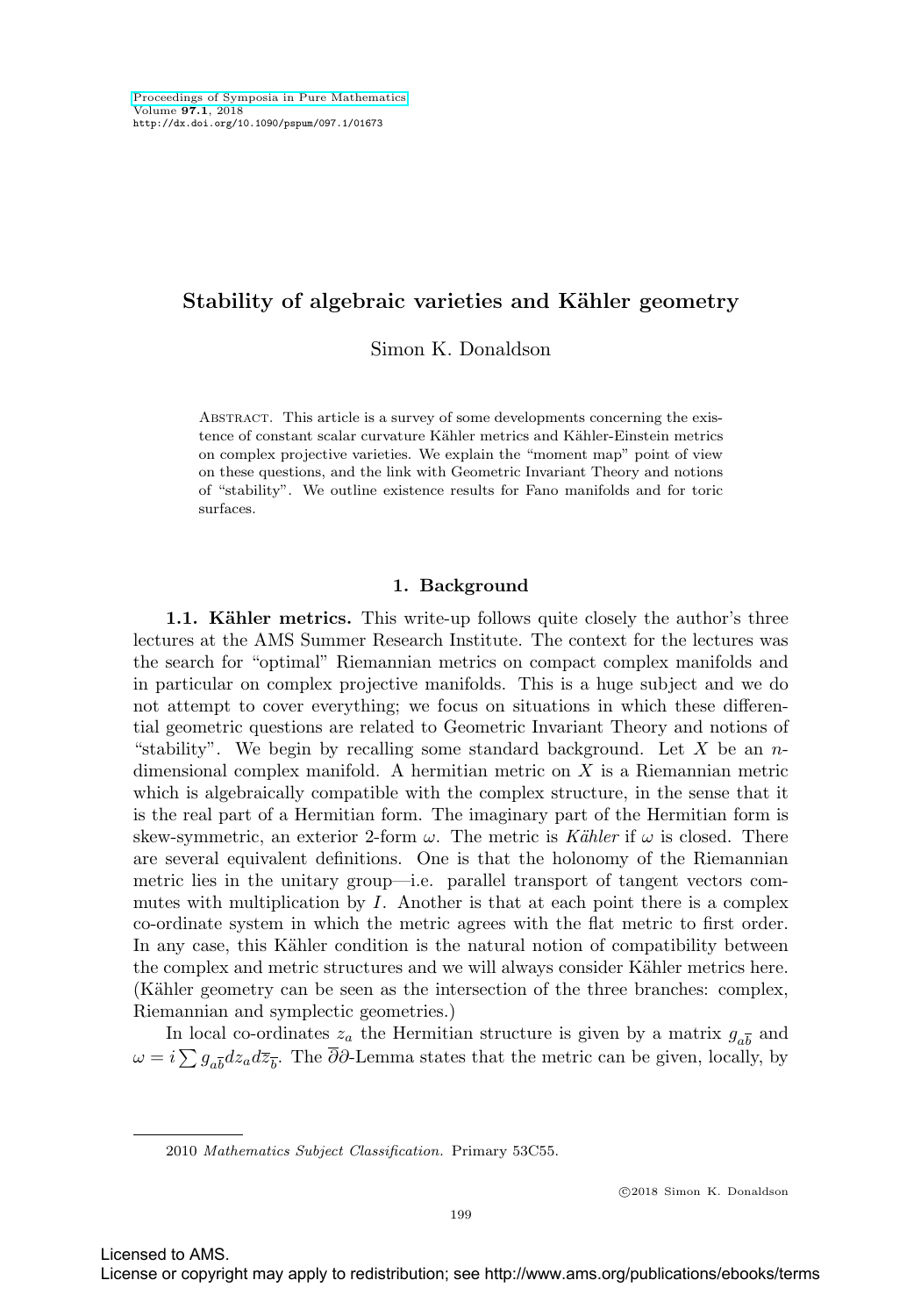# Stability of algebraic varieties and Kähler geometry

Simon K. Donaldson

Abstract. This article is a survey of some developments concerning the existence of constant scalar curvature Kähler metrics and Kähler-Einstein metrics on complex projective varieties. We explain the "moment map" point of view on these questions, and the link with Geometric Invariant Theory and notions of "stability". We outline existence results for Fano manifolds and for toric surfaces.

## 1. Background

**1.1. Kähler metrics.** This write-up follows quite closely the author's three lectures at the AMS Summer Research Institute. The context for the lectures was the search for "optimal" Riemannian metrics on compact complex manifolds and in particular on complex projective manifolds. This is a huge subject and we do not attempt to cover everything; we focus on situations in which these differential geometric questions are related to Geometric Invariant Theory and notions of "stability". We begin by recalling some standard background. Let $X$ be an $n$-dimensional complex manifold. A hermitian metric on $X$ is a Riemannian metric which is algebraically compatible with the complex structure, in the sense that it is the real part of a Hermitian form. The imaginary part of the Hermitian form is skew-symmetric, an exterior 2-form $\omega$. The metric is *Kähler* if $\omega$ is closed. There are several equivalent definitions. One is that the holonomy of the Riemannian metric lies in the unitary group—i.e. parallel transport of tangent vectors commutes with multiplication by $I$. Another is that at each point there is a complex co-ordinate system in which the metric agrees with the flat metric to first order. In any case, this Kähler condition is the natural notion of compatibility between the complex and metric structures and we will always consider Kähler metrics here. (Kähler geometry can be seen as the intersection of the three branches: complex, Riemannian and symplectic geometries.)

In local co-ordinates $z_a$ the Hermitian structure is given by a matrix $g_{a\overline{b}}$ and $\omega = i \sum g_{a\overline{b}} dz_a d\overline{z}_{\overline{b}}$. The $\overline{\partial}\partial$-Lemma states that the metric can be given, locally, by

2010 *Mathematics Subject Classification.* Primary 53C55.

©2018 Simon K. Donaldson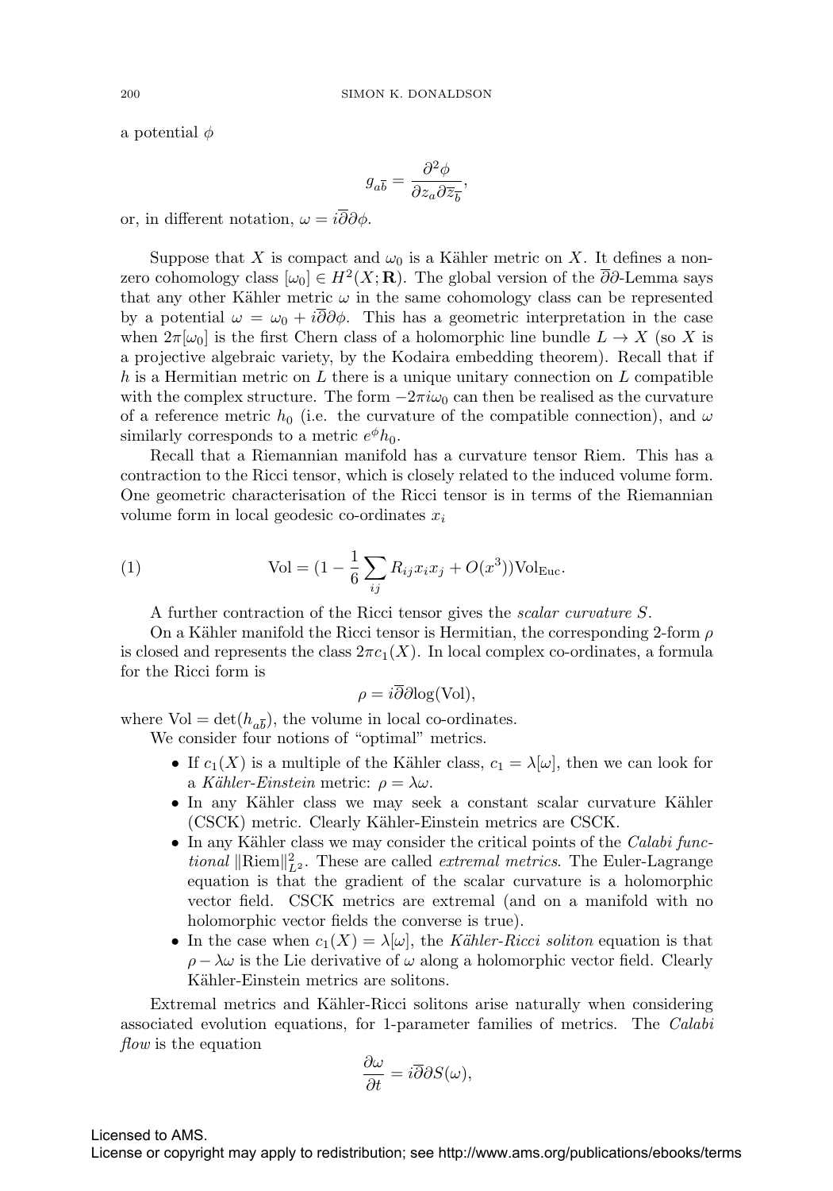a potential $\phi$

$$g_{a\overline{b}} = \frac{\partial^2 \phi}{\partial z_a \partial \overline{z_{\overline{b}}}},$$

or, in different notation, $\omega = i\overline{\partial}\partial\phi$.

Suppose that $X$ is compact and $\omega_0$ is a Kähler metric on $X$. It defines a non-zero cohomology class $[\omega_0] \in H^2(X; \mathbf{R})$. The global version of the $\overline{\partial}\partial$-Lemma says that any other Kähler metric $\omega$ in the same cohomology class can be represented by a potential $\omega = \omega_0 + i\overline{\partial}\partial\phi$. This has a geometric interpretation in the case when $2\pi[\omega_0]$ is the first Chern class of a holomorphic line bundle $L \to X$ (so $X$ is a projective algebraic variety, by the Kodaira embedding theorem). Recall that if $h$ is a Hermitian metric on $L$ there is a unique unitary connection on $L$ compatible with the complex structure. The form $-2\pi i\omega_0$ can then be realised as the curvature of a reference metric $h_0$ (i.e. the curvature of the compatible connection), and $\omega$ similarly corresponds to a metric $e^{\phi}h_0$.

Recall that a Riemannian manifold has a curvature tensor Riem. This has a contraction to the Ricci tensor, which is closely related to the induced volume form. One geometric characterisation of the Ricci tensor is in terms of the Riemannian volume form in local geodesic co-ordinates $x_i$

$$\text{Vol} = (1 - \frac{1}{6}\sum_{ij} R_{ij} x_i x_j + O(x^3))\text{Vol}_{\text{Euc}}. \tag{1}$$

A further contraction of the Ricci tensor gives the *scalar curvature* $S$.

On a Kähler manifold the Ricci tensor is Hermitian, the corresponding 2-form $\rho$ is closed and represents the class $2\pi c_1(X)$. In local complex co-ordinates, a formula for the Ricci form is

$$\rho = i\overline{\partial}\partial \text{log}(\text{Vol}),$$

where $\text{Vol} = \det(h_{a\overline{b}})$, the volume in local co-ordinates.

We consider four notions of "optimal" metrics.

- If $c_1(X)$ is a multiple of the Kähler class, $c_1 = \lambda[\omega]$, then we can look for a *Kähler-Einstein* metric: $\rho = \lambda\omega$.
- In any Kähler class we may seek a constant scalar curvature Kähler (CSCK) metric. Clearly Kähler-Einstein metrics are CSCK.
- In any Kähler class we may consider the critical points of the *Calabi functional* $\|\text{Riem}\|^2_{L^2}$. These are called *extremal metrics*. The Euler-Lagrange equation is that the gradient of the scalar curvature is a holomorphic vector field. CSCK metrics are extremal (and on a manifold with no holomorphic vector fields the converse is true).
- In the case when $c_1(X) = \lambda[\omega]$, the *Kähler-Ricci soliton* equation is that $\rho - \lambda\omega$ is the Lie derivative of $\omega$ along a holomorphic vector field. Clearly Kähler-Einstein metrics are solitons.

Extremal metrics and Kähler-Ricci solitons arise naturally when considering associated evolution equations, for 1-parameter families of metrics. The *Calabi flow* is the equation

$$\frac{\partial \omega}{\partial t} = i\overline{\partial}\partial S(\omega),$$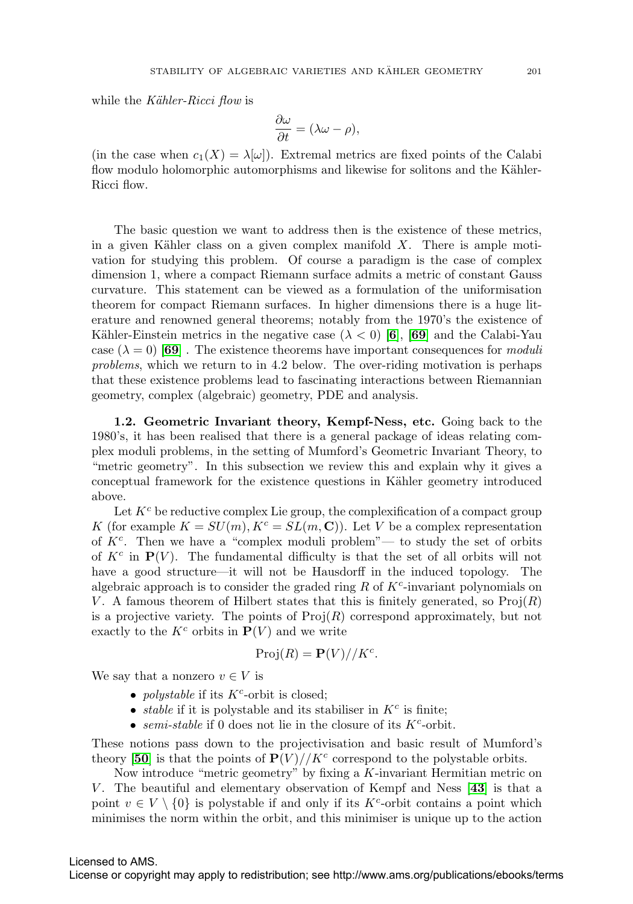while the *Kähler-Ricci flow* is

$$\frac{\partial \omega}{\partial t} = (\lambda\omega - \rho),$$

(in the case when $c_1(X) = \lambda[\omega]$). Extremal metrics are fixed points of the Calabi flow modulo holomorphic automorphisms and likewise for solitons and the Kähler-Ricci flow.

The basic question we want to address then is the existence of these metrics, in a given Kähler class on a given complex manifold $X$. There is ample motivation for studying this problem. Of course a paradigm is the case of complex dimension 1, where a compact Riemann surface admits a metric of constant Gauss curvature. This statement can be viewed as a formulation of the uniformisation theorem for compact Riemann surfaces. In higher dimensions there is a huge literature and renowned general theorems; notably from the 1970's the existence of Kähler-Einstein metrics in the negative case ($\lambda < 0$) [**6**], [**69**] and the Calabi-Yau case ($\lambda = 0$) [**69**] . The existence theorems have important consequences for *moduli problems*, which we return to in 4.2 below. The over-riding motivation is perhaps that these existence problems lead to fascinating interactions between Riemannian geometry, complex (algebraic) geometry, PDE and analysis.

**1.2. Geometric Invariant theory, Kempf-Ness, etc.** Going back to the 1980's, it has been realised that there is a general package of ideas relating complex moduli problems, in the setting of Mumford's Geometric Invariant Theory, to "metric geometry". In this subsection we review this and explain why it gives a conceptual framework for the existence questions in Kähler geometry introduced above.

Let $K^c$ be reductive complex Lie group, the complexification of a compact group $K$ (for example $K = SU(m), K^c = SL(m, \mathbf{C})$). Let $V$ be a complex representation of $K^c$. Then we have a "complex moduli problem"— to study the set of orbits of $K^c$ in $\mathbf{P}(V)$. The fundamental difficulty is that the set of all orbits will not have a good structure—it will not be Hausdorff in the induced topology. The algebraic approach is to consider the graded ring $R$ of $K^c$-invariant polynomials on $V$. A famous theorem of Hilbert states that this is finitely generated, so $\mathrm{Proj}(R)$ is a projective variety. The points of $\mathrm{Proj}(R)$ correspond approximately, but not exactly to the $K^c$ orbits in $\mathbf{P}(V)$ and we write

$$\mathrm{Proj}(R) = \mathbf{P}(V)//K^c.$$

We say that a nonzero $v \in V$ is

- *polystable* if its $K^c$-orbit is closed;
- *stable* if it is polystable and its stabiliser in $K^c$ is finite;
- *semi-stable* if 0 does not lie in the closure of its $K^c$-orbit.

These notions pass down to the projectivisation and basic result of Mumford's theory [**50**] is that the points of $\mathbf{P}(V)//K^c$ correspond to the polystable orbits.

Now introduce "metric geometry" by fixing a $K$-invariant Hermitian metric on $V$. The beautiful and elementary observation of Kempf and Ness [**43**] is that a point $v \in V \setminus \{0\}$ is polystable if and only if its $K^c$-orbit contains a point which minimises the norm within the orbit, and this minimiser is unique up to the action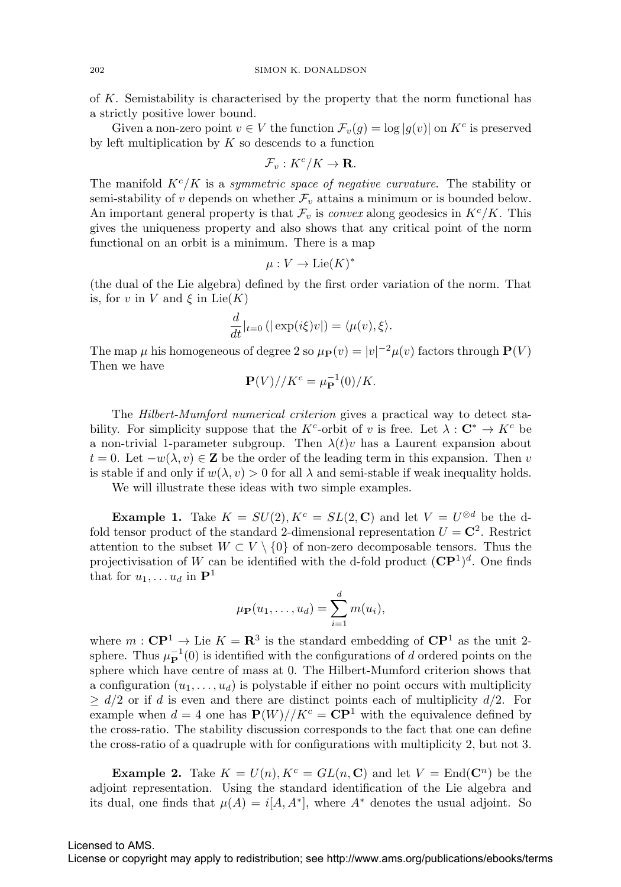of $K$. Semistability is characterised by the property that the norm functional has a strictly positive lower bound.

Given a non-zero point $v \in V$ the function $\mathcal{F}_v(g) = \log |g(v)|$ on $K^c$ is preserved by left multiplication by $K$ so descends to a function

$$\mathcal{F}_v : K^c/K \to \mathbf{R}.$$

The manifold $K^c/K$ is a *symmetric space of negative curvature*. The stability or semi-stability of $v$ depends on whether $\mathcal{F}_v$ attains a minimum or is bounded below. An important general property is that $\mathcal{F}_v$ is *convex* along geodesics in $K^c/K$. This gives the uniqueness property and also shows that any critical point of the norm functional on an orbit is a minimum. There is a map

$$\mu : V \to \mathrm{Lie}(K)^*$$

(the dual of the Lie algebra) defined by the first order variation of the norm. That is, for $v$ in $V$ and $\xi$ in $\mathrm{Lie}(K)$

$$\frac{d}{dt}|_{t=0} \left(|\exp(i\xi)v|\right) = \langle \mu(v), \xi \rangle.$$

The map $\mu$ his homogeneous of degree 2 so $\mu_{\mathbf{P}}(v) = |v|^{-2}\mu(v)$ factors through $\mathbf{P}(V)$ Then we have

$$\mathbf{P}(V)//K^c = \mu_{\mathbf{P}}^{-1}(0)/K.$$

The *Hilbert-Mumford numerical criterion* gives a practical way to detect stability. For simplicity suppose that the $K^c$-orbit of $v$ is free. Let $\lambda : \mathbf{C}^* \to K^c$ be a non-trivial 1-parameter subgroup. Then $\lambda(t)v$ has a Laurent expansion about $t = 0$. Let $-w(\lambda, v) \in \mathbf{Z}$ be the order of the leading term in this expansion. Then $v$ is stable if and only if $w(\lambda, v) > 0$ for all $\lambda$ and semi-stable if weak inequality holds.

We will illustrate these ideas with two simple examples.

**Example 1.** Take $K = SU(2), K^c = SL(2, \mathbf{C})$ and let $V = U^{\otimes d}$ be the d-fold tensor product of the standard 2-dimensional representation $U = \mathbf{C}^2$. Restrict attention to the subset $W \subset V \setminus \{0\}$ of non-zero decomposable tensors. Thus the projectivisation of $W$ can be identified with the d-fold product $(\mathbf{CP}^1)^d$. One finds that for $u_1, \ldots u_d$ in $\mathbf{P}^1$

$$\mu_{\mathbf{P}}(u_1, \ldots, u_d) = \sum_{i=1}^{d} m(u_i),$$

where $m : \mathbf{CP}^1 \to \mathrm{Lie}\ K = \mathbf{R}^3$ is the standard embedding of $\mathbf{CP}^1$ as the unit 2-sphere. Thus $\mu_{\mathbf{P}}^{-1}(0)$ is identified with the configurations of $d$ ordered points on the sphere which have centre of mass at 0. The Hilbert-Mumford criterion shows that a configuration $(u_1, \ldots, u_d)$ is polystable if either no point occurs with multiplicity $\geq d/2$ or if $d$ is even and there are distinct points each of multiplicity $d/2$. For example when $d = 4$ one has $\mathbf{P}(W)//K^c = \mathbf{CP}^1$ with the equivalence defined by the cross-ratio. The stability discussion corresponds to the fact that one can define the cross-ratio of a quadruple with for configurations with multiplicity 2, but not 3.

**Example 2.** Take $K = U(n), K^c = GL(n, \mathbf{C})$ and let $V = \mathrm{End}(\mathbf{C}^n)$ be the adjoint representation. Using the standard identification of the Lie algebra and its dual, one finds that $\mu(A) = i[A, A^*]$, where $A^*$ denotes the usual adjoint. So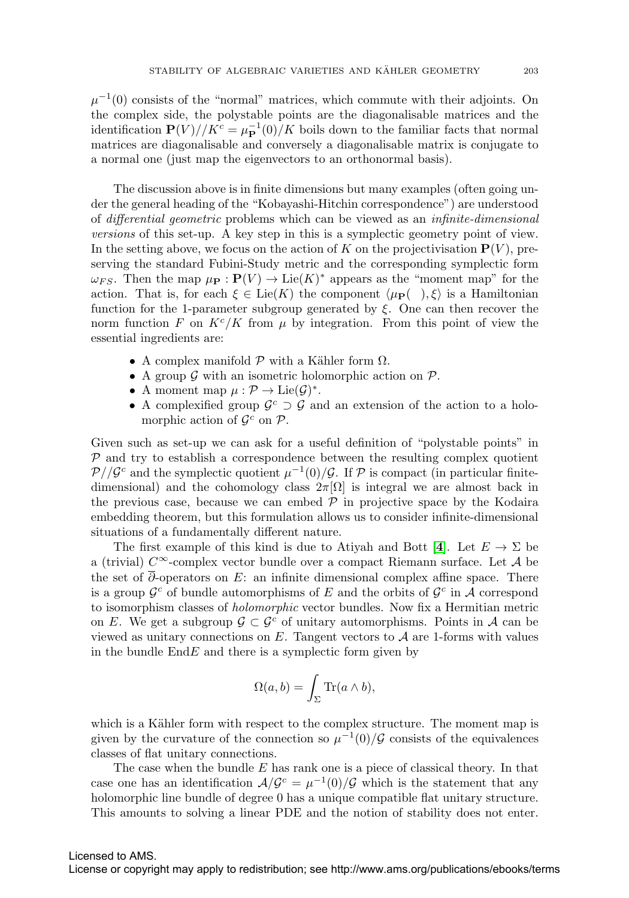$\mu^{-1}(0)$ consists of the "normal" matrices, which commute with their adjoints. On the complex side, the polystable points are the diagonalisable matrices and the identification $\mathbf{P}(V)//K^c = \mu_{\mathbf{P}}^{-1}(0)/K$ boils down to the familiar facts that normal matrices are diagonalisable and conversely a diagonalisable matrix is conjugate to a normal one (just map the eigenvectors to an orthonormal basis).

The discussion above is in finite dimensions but many examples (often going under the general heading of the "Kobayashi-Hitchin correspondence") are understood of *differential geometric* problems which can be viewed as an *infinite-dimensional versions* of this set-up. A key step in this is a symplectic geometry point of view. In the setting above, we focus on the action of $K$ on the projectivisation $\mathbf{P}(V)$, preserving the standard Fubini-Study metric and the corresponding symplectic form $\omega_{FS}$. Then the map $\mu_{\mathbf{P}} : \mathbf{P}(V) \to \mathrm{Lie}(K)^*$ appears as the "moment map" for the action. That is, for each $\xi \in \mathrm{Lie}(K)$ the component $\langle \mu_{\mathbf{P}}(\ \ ), \xi\rangle$ is a Hamiltonian function for the 1-parameter subgroup generated by $\xi$. One can then recover the norm function $F$ on $K^c/K$ from $\mu$ by integration. From this point of view the essential ingredients are:

- A complex manifold $\mathcal{P}$ with a Kähler form $\Omega$.
- A group $\mathcal{G}$ with an isometric holomorphic action on $\mathcal{P}$.
- A moment map $\mu : \mathcal{P} \to \mathrm{Lie}(\mathcal{G})^*$.
- A complexified group $\mathcal{G}^c \supset \mathcal{G}$ and an extension of the action to a holomorphic action of $\mathcal{G}^c$ on $\mathcal{P}$.

Given such as set-up we can ask for a useful definition of "polystable points" in $\mathcal{P}$ and try to establish a correspondence between the resulting complex quotient $\mathcal{P}//\mathcal{G}^c$ and the symplectic quotient $\mu^{-1}(0)/\mathcal{G}$. If $\mathcal{P}$ is compact (in particular finite-dimensional) and the cohomology class $2\pi[\Omega]$ is integral we are almost back in the previous case, because we can embed $\mathcal{P}$ in projective space by the Kodaira embedding theorem, but this formulation allows us to consider infinite-dimensional situations of a fundamentally different nature.

The first example of this kind is due to Atiyah and Bott [**4**]. Let $E \to \Sigma$ be a (trivial) $C^\infty$-complex vector bundle over a compact Riemann surface. Let $\mathcal{A}$ be the set of $\overline{\partial}$-operators on $E$: an infinite dimensional complex affine space. There is a group $\mathcal{G}^c$ of bundle automorphisms of $E$ and the orbits of $\mathcal{G}^c$ in $\mathcal{A}$ correspond to isomorphism classes of *holomorphic* vector bundles. Now fix a Hermitian metric on $E$. We get a subgroup $\mathcal{G} \subset \mathcal{G}^c$ of unitary automorphisms. Points in $\mathcal{A}$ can be viewed as unitary connections on $E$. Tangent vectors to $\mathcal{A}$ are 1-forms with values in the bundle $\mathrm{End}E$ and there is a symplectic form given by

$$\Omega(a, b) = \int_\Sigma \mathrm{Tr}(a \wedge b),$$

which is a Kähler form with respect to the complex structure. The moment map is given by the curvature of the connection so $\mu^{-1}(0)/\mathcal{G}$ consists of the equivalences classes of flat unitary connections.

The case when the bundle $E$ has rank one is a piece of classical theory. In that case one has an identification $\mathcal{A}/\mathcal{G}^c = \mu^{-1}(0)/\mathcal{G}$ which is the statement that any holomorphic line bundle of degree 0 has a unique compatible flat unitary structure. This amounts to solving a linear PDE and the notion of stability does not enter.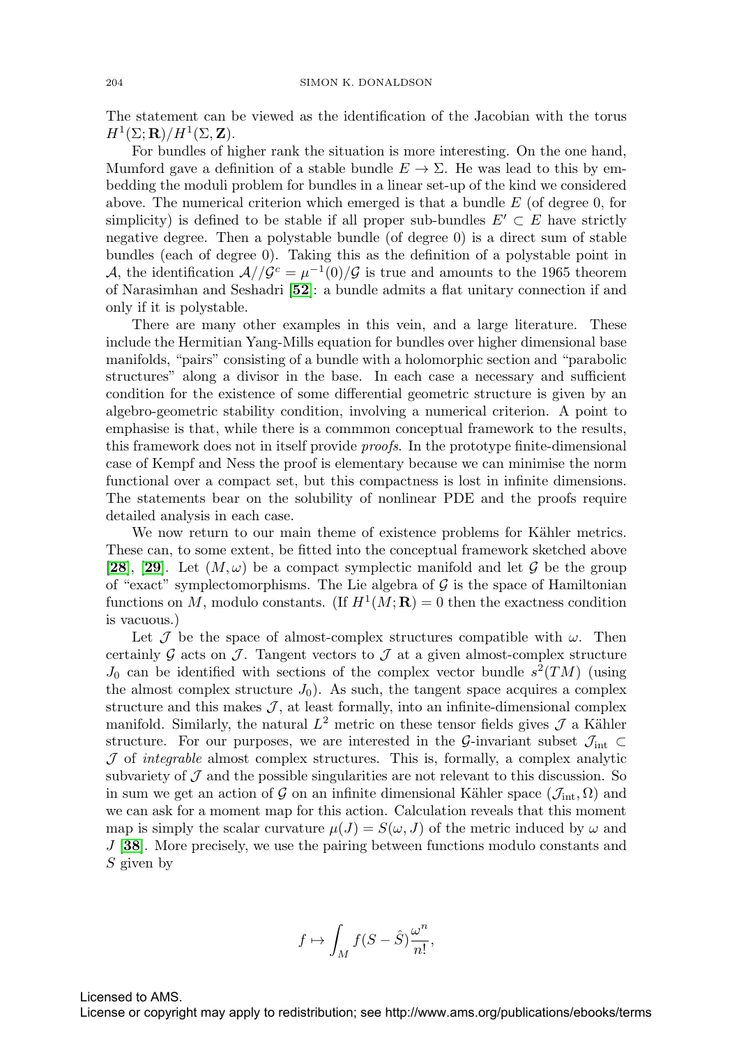The statement can be viewed as the identification of the Jacobian with the torus $H^1(\Sigma; \mathbf{R})/H^1(\Sigma, \mathbf{Z})$.

For bundles of higher rank the situation is more interesting. On the one hand, Mumford gave a definition of a stable bundle $E \to \Sigma$. He was lead to this by embedding the moduli problem for bundles in a linear set-up of the kind we considered above. The numerical criterion which emerged is that a bundle $E$ (of degree 0, for simplicity) is defined to be stable if all proper sub-bundles $E' \subset E$ have strictly negative degree. Then a polystable bundle (of degree 0) is a direct sum of stable bundles (each of degree 0). Taking this as the definition of a polystable point in $\mathcal{A}$, the identification $\mathcal{A}//\mathcal{G}^c = \mu^{-1}(0)/\mathcal{G}$ is true and amounts to the 1965 theorem of Narasimhan and Seshadri [**52**]: a bundle admits a flat unitary connection if and only if it is polystable.

There are many other examples in this vein, and a large literature. These include the Hermitian Yang-Mills equation for bundles over higher dimensional base manifolds, "pairs" consisting of a bundle with a holomorphic section and "parabolic structures" along a divisor in the base. In each case a necessary and sufficient condition for the existence of some differential geometric structure is given by an algebro-geometric stability condition, involving a numerical criterion. A point to emphasise is that, while there is a commmon conceptual framework to the results, this framework does not in itself provide *proofs*. In the prototype finite-dimensional case of Kempf and Ness the proof is elementary because we can minimise the norm functional over a compact set, but this compactness is lost in infinite dimensions. The statements bear on the solubility of nonlinear PDE and the proofs require detailed analysis in each case.

We now return to our main theme of existence problems for Kähler metrics. These can, to some extent, be fitted into the conceptual framework sketched above [**28**], [**29**]. Let $(M, \omega)$ be a compact symplectic manifold and let $\mathcal{G}$ be the group of "exact" symplectomorphisms. The Lie algebra of $\mathcal{G}$ is the space of Hamiltonian functions on $M$, modulo constants. (If $H^1(M; \mathbf{R}) = 0$ then the exactness condition is vacuous.)

Let $\mathcal{J}$ be the space of almost-complex structures compatible with $\omega$. Then certainly $\mathcal{G}$ acts on $\mathcal{J}$. Tangent vectors to $\mathcal{J}$ at a given almost-complex structure $J_0$ can be identified with sections of the complex vector bundle $s^2(TM)$ (using the almost complex structure $J_0$). As such, the tangent space acquires a complex structure and this makes $\mathcal{J}$, at least formally, into an infinite-dimensional complex manifold. Similarly, the natural $L^2$ metric on these tensor fields gives $\mathcal{J}$ a Kähler structure. For our purposes, we are interested in the $\mathcal{G}$-invariant subset $\mathcal{J}_{\text{int}} \subset \mathcal{J}$ of *integrable* almost complex structures. This is, formally, a complex analytic subvariety of $\mathcal{J}$ and the possible singularities are not relevant to this discussion. So in sum we get an action of $\mathcal{G}$ on an infinite dimensional Kähler space $(\mathcal{J}_{\text{int}}, \Omega)$ and we can ask for a moment map for this action. Calculation reveals that this moment map is simply the scalar curvature $\mu(J) = S(\omega, J)$ of the metric induced by $\omega$ and $J$ [**38**]. More precisely, we use the pairing between functions modulo constants and $S$ given by

$$f \mapsto \int_M f(S - \hat{S})\frac{\omega^n}{n!},$$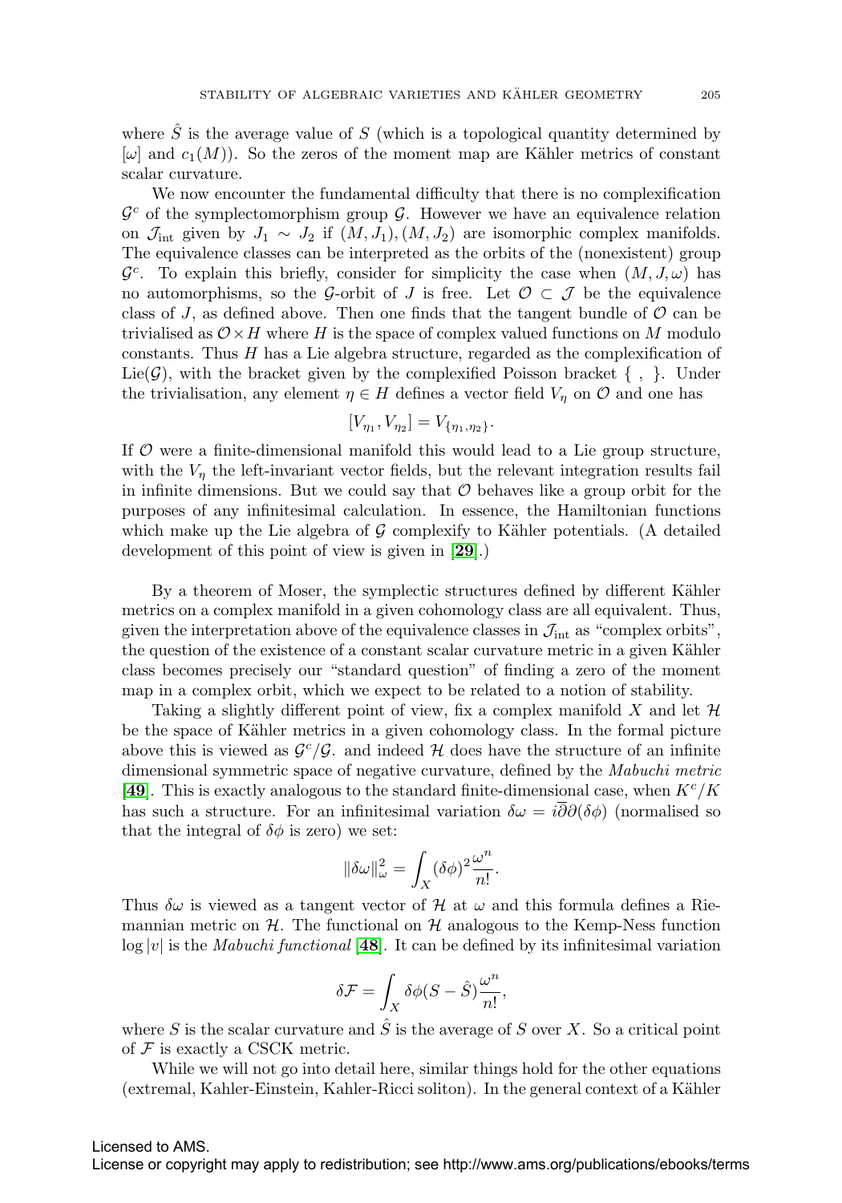where $\hat{S}$ is the average value of $S$ (which is a topological quantity determined by $[\omega]$ and $c_1(M)$). So the zeros of the moment map are Kähler metrics of constant scalar curvature.

We now encounter the fundamental difficulty that there is no complexification $\mathcal{G}^c$ of the symplectomorphism group $\mathcal{G}$. However we have an equivalence relation on $\mathcal{J}_{\text{int}}$ given by $J_1 \sim J_2$ if $(M, J_1), (M, J_2)$ are isomorphic complex manifolds. The equivalence classes can be interpreted as the orbits of the (nonexistent) group $\mathcal{G}^c$. To explain this briefly, consider for simplicity the case when $(M, J, \omega)$ has no automorphisms, so the $\mathcal{G}$-orbit of $J$ is free. Let $\mathcal{O} \subset \mathcal{J}$ be the equivalence class of $J$, as defined above. Then one finds that the tangent bundle of $\mathcal{O}$ can be trivialised as $\mathcal{O} \times H$ where $H$ is the space of complex valued functions on $M$ modulo constants. Thus $H$ has a Lie algebra structure, regarded as the complexification of $\text{Lie}(\mathcal{G})$, with the bracket given by the complexified Poisson bracket $\{\ ,\ \}$. Under the trivialisation, any element $\eta \in H$ defines a vector field $V_\eta$ on $\mathcal{O}$ and one has

$$[V_{\eta_1}, V_{\eta_2}] = V_{\{\eta_1, \eta_2\}}.$$

If $\mathcal{O}$ were a finite-dimensional manifold this would lead to a Lie group structure, with the $V_\eta$ the left-invariant vector fields, but the relevant integration results fail in infinite dimensions. But we could say that $\mathcal{O}$ behaves like a group orbit for the purposes of any infinitesimal calculation. In essence, the Hamiltonian functions which make up the Lie algebra of $\mathcal{G}$ complexify to Kähler potentials. (A detailed development of this point of view is given in [**29**].)

By a theorem of Moser, the symplectic structures defined by different Kähler metrics on a complex manifold in a given cohomology class are all equivalent. Thus, given the interpretation above of the equivalence classes in $\mathcal{J}_{\text{int}}$ as "complex orbits", the question of the existence of a constant scalar curvature metric in a given Kähler class becomes precisely our "standard question" of finding a zero of the moment map in a complex orbit, which we expect to be related to a notion of stability.

Taking a slightly different point of view, fix a complex manifold $X$ and let $\mathcal{H}$ be the space of Kähler metrics in a given cohomology class. In the formal picture above this is viewed as $\mathcal{G}^c/\mathcal{G}$. and indeed $\mathcal{H}$ does have the structure of an infinite dimensional symmetric space of negative curvature, defined by the *Mabuchi metric* [**49**]. This is exactly analogous to the standard finite-dimensional case, when $K^c/K$ has such a structure. For an infinitesimal variation $\delta\omega = i\overline{\partial}\partial(\delta\phi)$ (normalised so that the integral of $\delta\phi$ is zero) we set:

$$\|\delta\omega\|^2_\omega = \int_X (\delta\phi)^2 \frac{\omega^n}{n!}.$$

Thus $\delta\omega$ is viewed as a tangent vector of $\mathcal{H}$ at $\omega$ and this formula defines a Riemannian metric on $\mathcal{H}$. The functional on $\mathcal{H}$ analogous to the Kemp-Ness function $\log|v|$ is the *Mabuchi functional* [**48**]. It can be defined by its infinitesimal variation

$$\delta\mathcal{F} = \int_X \delta\phi(S - \hat{S})\frac{\omega^n}{n!},$$

where $S$ is the scalar curvature and $\hat{S}$ is the average of $S$ over $X$. So a critical point of $\mathcal{F}$ is exactly a CSCK metric.

While we will not go into detail here, similar things hold for the other equations (extremal, Kahler-Einstein, Kahler-Ricci soliton). In the general context of a Kähler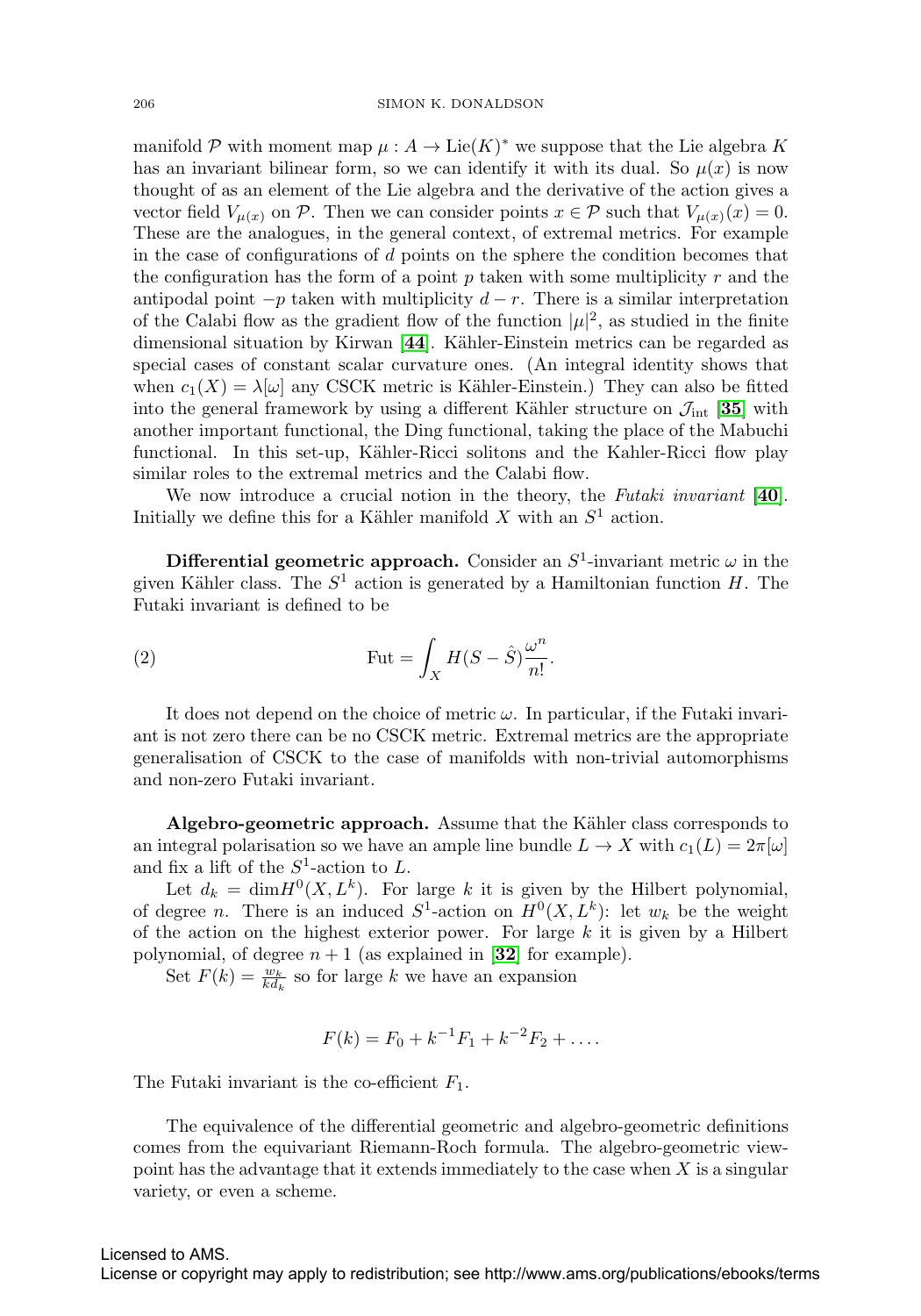manifold $\mathcal{P}$ with moment map $\mu : A \to \mathrm{Lie}(K)^*$ we suppose that the Lie algebra $K$ has an invariant bilinear form, so we can identify it with its dual. So $\mu(x)$ is now thought of as an element of the Lie algebra and the derivative of the action gives a vector field $V_{\mu(x)}$ on $\mathcal{P}$. Then we can consider points $x \in \mathcal{P}$ such that $V_{\mu(x)}(x) = 0$. These are the analogues, in the general context, of extremal metrics. For example in the case of configurations of $d$ points on the sphere the condition becomes that the configuration has the form of a point $p$ taken with some multiplicity $r$ and the antipodal point $-p$ taken with multiplicity $d - r$. There is a similar interpretation of the Calabi flow as the gradient flow of the function $|\mu|^2$, as studied in the finite dimensional situation by Kirwan [**44**]. Kähler-Einstein metrics can be regarded as special cases of constant scalar curvature ones. (An integral identity shows that when $c_1(X) = \lambda[\omega]$ any CSCK metric is Kähler-Einstein.) They can also be fitted into the general framework by using a different Kähler structure on $\mathcal{J}_{\mathrm{int}}$ [**35**] with another important functional, the Ding functional, taking the place of the Mabuchi functional. In this set-up, Kähler-Ricci solitons and the Kahler-Ricci flow play similar roles to the extremal metrics and the Calabi flow.

We now introduce a crucial notion in the theory, the *Futaki invariant* [**40**]. Initially we define this for a Kähler manifold $X$ with an $S^1$ action.

**Differential geometric approach.** Consider an $S^1$-invariant metric $\omega$ in the given Kähler class. The $S^1$ action is generated by a Hamiltonian function $H$. The Futaki invariant is defined to be

$$\mathrm{Fut} = \int_X H(S - \hat{S})\frac{\omega^n}{n!}. \tag{2}$$

It does not depend on the choice of metric $\omega$. In particular, if the Futaki invariant is not zero there can be no CSCK metric. Extremal metrics are the appropriate generalisation of CSCK to the case of manifolds with non-trivial automorphisms and non-zero Futaki invariant.

**Algebro-geometric approach.** Assume that the Kähler class corresponds to an integral polarisation so we have an ample line bundle $L \to X$ with $c_1(L) = 2\pi[\omega]$ and fix a lift of the $S^1$-action to $L$.

Let $d_k = \dim H^0(X, L^k)$. For large $k$ it is given by the Hilbert polynomial, of degree $n$. There is an induced $S^1$-action on $H^0(X, L^k)$: let $w_k$ be the weight of the action on the highest exterior power. For large $k$ it is given by a Hilbert polynomial, of degree $n + 1$ (as explained in [**32**] for example).

Set $F(k) = \frac{w_k}{k d_k}$ so for large $k$ we have an expansion

$$F(k) = F_0 + k^{-1}F_1 + k^{-2}F_2 + \dots.$$

The Futaki invariant is the co-efficient $F_1$.

The equivalence of the differential geometric and algebro-geometric definitions comes from the equivariant Riemann-Roch formula. The algebro-geometric viewpoint has the advantage that it extends immediately to the case when $X$ is a singular variety, or even a scheme.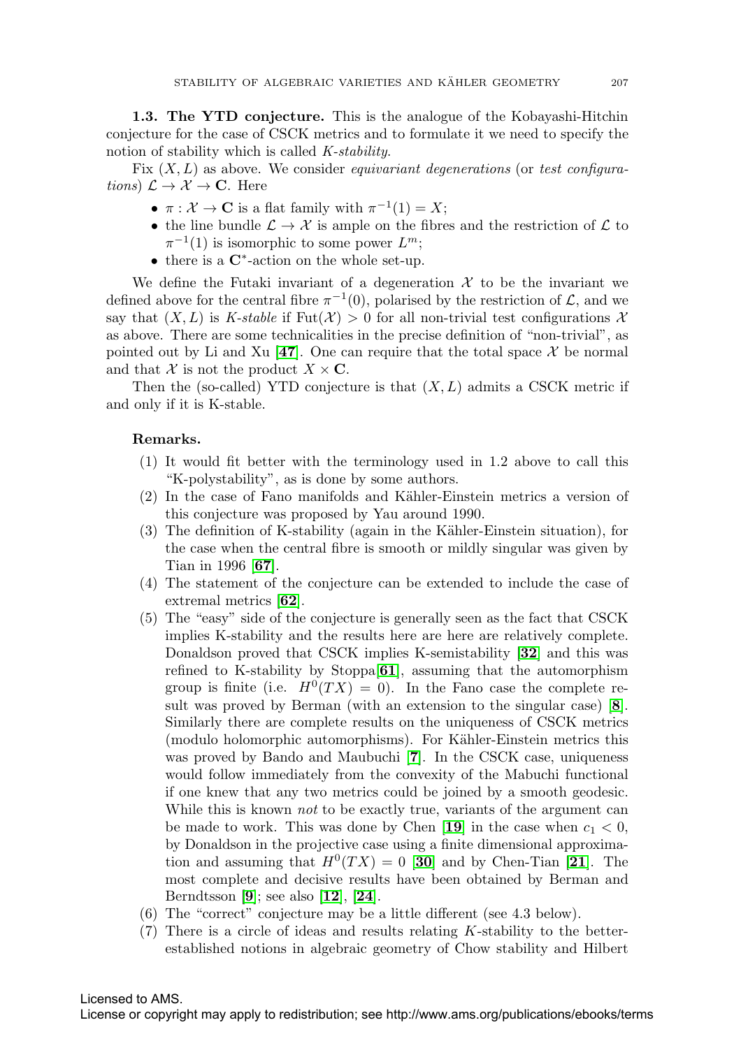**1.3. The YTD conjecture.** This is the analogue of the Kobayashi-Hitchin conjecture for the case of CSCK metrics and to formulate it we need to specify the notion of stability which is called *K-stability*.

Fix $(X, L)$ as above. We consider *equivariant degenerations* (or *test configurations*) $\mathcal{L} \to \mathcal{X} \to \mathbf{C}$. Here

- $\pi : \mathcal{X} \to \mathbf{C}$ is a flat family with $\pi^{-1}(1) = X$;
- the line bundle $\mathcal{L} \to \mathcal{X}$ is ample on the fibres and the restriction of $\mathcal{L}$ to $\pi^{-1}(1)$ is isomorphic to some power $L^m$;
- there is a $\mathbf{C}^*$-action on the whole set-up.

We define the Futaki invariant of a degeneration $\mathcal{X}$ to be the invariant we defined above for the central fibre $\pi^{-1}(0)$, polarised by the restriction of $\mathcal{L}$, and we say that $(X, L)$ is *K-stable* if $\mathrm{Fut}(\mathcal{X}) > 0$ for all non-trivial test configurations $\mathcal{X}$ as above. There are some technicalities in the precise definition of "non-trivial", as pointed out by Li and Xu [**47**]. One can require that the total space $\mathcal{X}$ be normal and that $\mathcal{X}$ is not the product $X \times \mathbf{C}$.

Then the (so-called) YTD conjecture is that $(X, L)$ admits a CSCK metric if and only if it is K-stable.

**Remarks.**

(1) It would fit better with the terminology used in 1.2 above to call this "K-polystability", as is done by some authors.

(2) In the case of Fano manifolds and Kähler-Einstein metrics a version of this conjecture was proposed by Yau around 1990.

(3) The definition of K-stability (again in the Kähler-Einstein situation), for the case when the central fibre is smooth or mildly singular was given by Tian in 1996 [**67**].

(4) The statement of the conjecture can be extended to include the case of extremal metrics [**62**].

(5) The "easy" side of the conjecture is generally seen as the fact that CSCK implies K-stability and the results here are here are relatively complete. Donaldson proved that CSCK implies K-semistability [**32**] and this was refined to K-stability by Stoppa[**61**], assuming that the automorphism group is finite (i.e. $H^0(TX) = 0$). In the Fano case the complete result was proved by Berman (with an extension to the singular case) [**8**]. Similarly there are complete results on the uniqueness of CSCK metrics (modulo holomorphic automorphisms). For Kähler-Einstein metrics this was proved by Bando and Maubuchi [**7**]. In the CSCK case, uniqueness would follow immediately from the convexity of the Mabuchi functional if one knew that any two metrics could be joined by a smooth geodesic. While this is known *not* to be exactly true, variants of the argument can be made to work. This was done by Chen [**19**] in the case when $c_1 < 0$, by Donaldson in the projective case using a finite dimensional approximation and assuming that $H^0(TX) = 0$ [**30**] and by Chen-Tian [**21**]. The most complete and decisive results have been obtained by Berman and Berndtsson [**9**]; see also [**12**], [**24**].

(6) The "correct" conjecture may be a little different (see 4.3 below).

(7) There is a circle of ideas and results relating $K$-stability to the better-established notions in algebraic geometry of Chow stability and Hilbert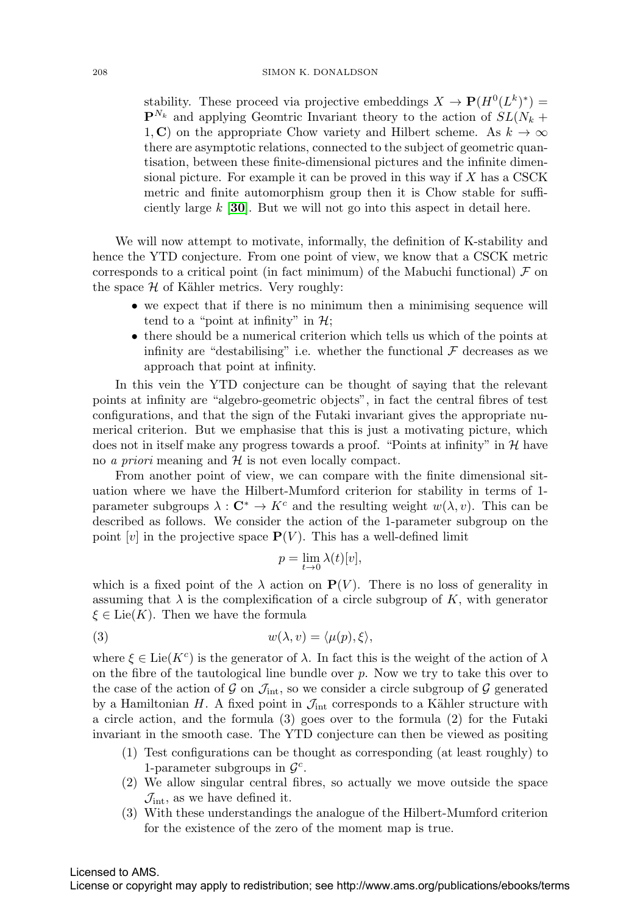stability. These proceed via projective embeddings $X \to \mathbf{P}(H^0(L^k)^*) = \mathbf{P}^{N_k}$ and applying Geomtric Invariant theory to the action of $SL(N_k + 1, \mathbf{C})$ on the appropriate Chow variety and Hilbert scheme. As $k \to \infty$ there are asymptotic relations, connected to the subject of geometric quantisation, between these finite-dimensional pictures and the infinite dimensional picture. For example it can be proved in this way if $X$ has a CSCK metric and finite automorphism group then it is Chow stable for sufficiently large $k$ [**30**]. But we will not go into this aspect in detail here.

We will now attempt to motivate, informally, the definition of K-stability and hence the YTD conjecture. From one point of view, we know that a CSCK metric corresponds to a critical point (in fact minimum) of the Mabuchi functional) $\mathcal{F}$ on the space $\mathcal{H}$ of Kähler metrics. Very roughly:

- we expect that if there is no minimum then a minimising sequence will tend to a "point at infinity" in $\mathcal{H}$;
- there should be a numerical criterion which tells us which of the points at infinity are "destabilising" i.e. whether the functional $\mathcal{F}$ decreases as we approach that point at infinity.

In this vein the YTD conjecture can be thought of saying that the relevant points at infinity are "algebro-geometric objects", in fact the central fibres of test configurations, and that the sign of the Futaki invariant gives the appropriate numerical criterion. But we emphasise that this is just a motivating picture, which does not in itself make any progress towards a proof. "Points at infinity" in $\mathcal{H}$ have no *a priori* meaning and $\mathcal{H}$ is not even locally compact.

From another point of view, we can compare with the finite dimensional situation where we have the Hilbert-Mumford criterion for stability in terms of 1-parameter subgroups $\lambda : \mathbf{C}^* \to K^c$ and the resulting weight $w(\lambda, v)$. This can be described as follows. We consider the action of the 1-parameter subgroup on the point $[v]$ in the projective space $\mathbf{P}(V)$. This has a well-defined limit

$$p = \lim_{t \to 0} \lambda(t)[v],$$

which is a fixed point of the $\lambda$ action on $\mathbf{P}(V)$. There is no loss of generality in assuming that $\lambda$ is the complexification of a circle subgroup of $K$, with generator $\xi \in \mathrm{Lie}(K)$. Then we have the formula

$$w(\lambda, v) = \langle \mu(p), \xi \rangle, \tag{3}$$

where $\xi \in \mathrm{Lie}(K^c)$ is the generator of $\lambda$. In fact this is the weight of the action of $\lambda$ on the fibre of the tautological line bundle over $p$. Now we try to take this over to the case of the action of $\mathcal{G}$ on $\mathcal{J}_{\rm int}$, so we consider a circle subgroup of $\mathcal{G}$ generated by a Hamiltonian $H$. A fixed point in $\mathcal{J}_{\rm int}$ corresponds to a Kähler structure with a circle action, and the formula (3) goes over to the formula (2) for the Futaki invariant in the smooth case. The YTD conjecture can then be viewed as positing

1. Test configurations can be thought as corresponding (at least roughly) to 1-parameter subgroups in $\mathcal{G}^c$.
2. We allow singular central fibres, so actually we move outside the space $\mathcal{J}_{\rm int}$, as we have defined it.
3. With these understandings the analogue of the Hilbert-Mumford criterion for the existence of the zero of the moment map is true.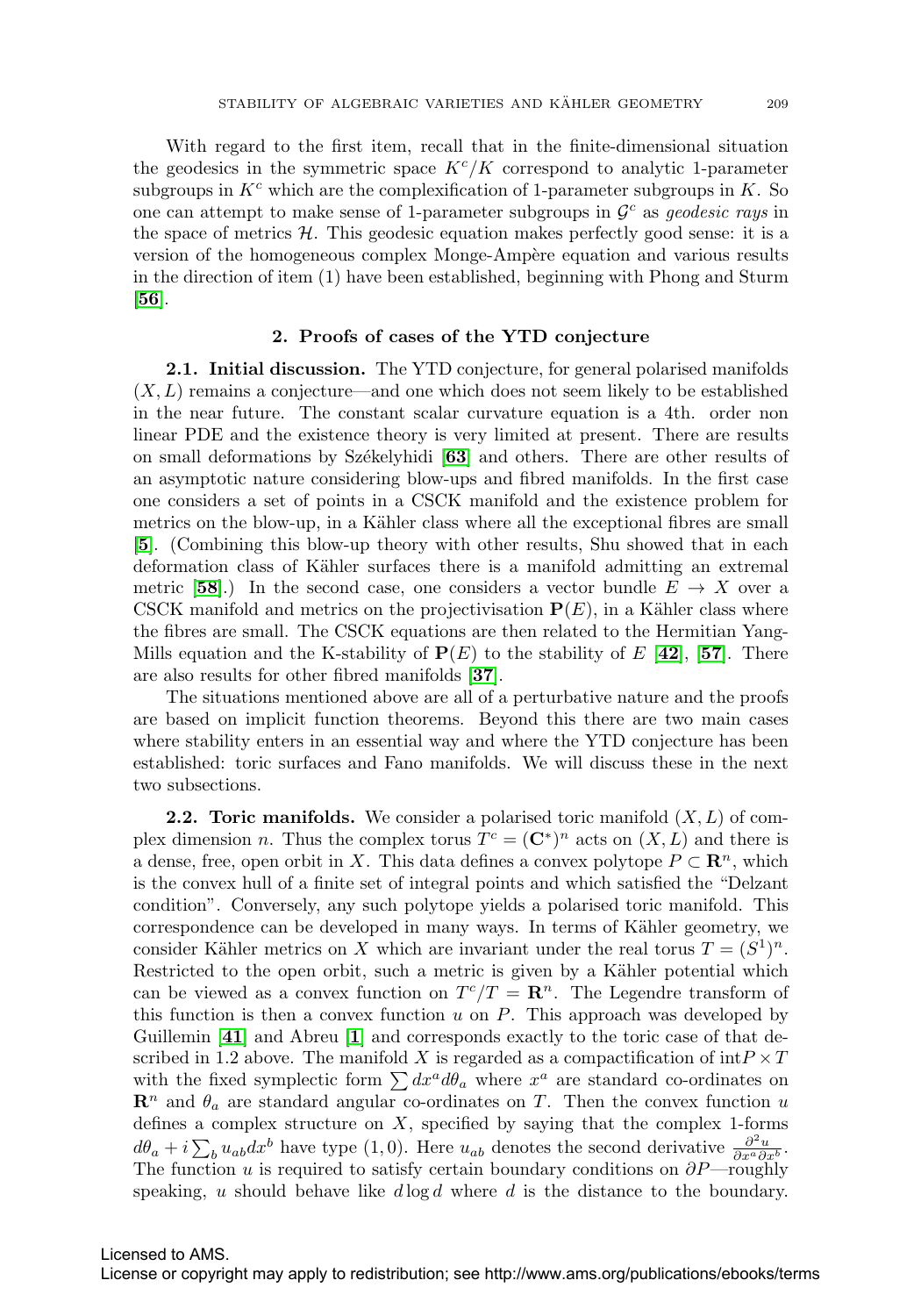With regard to the first item, recall that in the finite-dimensional situation the geodesics in the symmetric space $K^c/K$ correspond to analytic 1-parameter subgroups in $K^c$ which are the complexification of 1-parameter subgroups in $K$. So one can attempt to make sense of 1-parameter subgroups in $\mathcal{G}^c$ as *geodesic rays* in the space of metrics $\mathcal{H}$. This geodesic equation makes perfectly good sense: it is a version of the homogeneous complex Monge-Ampère equation and various results in the direction of item (1) have been established, beginning with Phong and Sturm [**56**].

## 2. Proofs of cases of the YTD conjecture

**2.1. Initial discussion.** The YTD conjecture, for general polarised manifolds $(X, L)$ remains a conjecture—and one which does not seem likely to be established in the near future. The constant scalar curvature equation is a 4th. order non linear PDE and the existence theory is very limited at present. There are results on small deformations by Székelyhidi [**63**] and others. There are other results of an asymptotic nature considering blow-ups and fibred manifolds. In the first case one considers a set of points in a CSCK manifold and the existence problem for metrics on the blow-up, in a Kähler class where all the exceptional fibres are small [**5**]. (Combining this blow-up theory with other results, Shu showed that in each deformation class of Kähler surfaces there is a manifold admitting an extremal metric [**58**].) In the second case, one considers a vector bundle $E \to X$ over a CSCK manifold and metrics on the projectivisation $\mathbf{P}(E)$, in a Kähler class where the fibres are small. The CSCK equations are then related to the Hermitian Yang-Mills equation and the K-stability of $\mathbf{P}(E)$ to the stability of $E$ [**42**], [**57**]. There are also results for other fibred manifolds [**37**].

The situations mentioned above are all of a perturbative nature and the proofs are based on implicit function theorems. Beyond this there are two main cases where stability enters in an essential way and where the YTD conjecture has been established: toric surfaces and Fano manifolds. We will discuss these in the next two subsections.

**2.2. Toric manifolds.** We consider a polarised toric manifold $(X, L)$ of complex dimension $n$. Thus the complex torus $T^c = (\mathbf{C}^*)^n$ acts on $(X, L)$ and there is a dense, free, open orbit in $X$. This data defines a convex polytope $P \subset \mathbf{R}^n$, which is the convex hull of a finite set of integral points and which satisfied the "Delzant condition". Conversely, any such polytope yields a polarised toric manifold. This correspondence can be developed in many ways. In terms of Kähler geometry, we consider Kähler metrics on $X$ which are invariant under the real torus $T = (S^1)^n$. Restricted to the open orbit, such a metric is given by a Kähler potential which can be viewed as a convex function on $T^c/T = \mathbf{R}^n$. The Legendre transform of this function is then a convex function $u$ on $P$. This approach was developed by Guillemin [**41**] and Abreu [**1**] and corresponds exactly to the toric case of that described in 1.2 above. The manifold $X$ is regarded as a compactification of $\text{int}P \times T$ with the fixed symplectic form $\sum dx^a d\theta_a$ where $x^a$ are standard co-ordinates on $\mathbf{R}^n$ and $\theta_a$ are standard angular co-ordinates on $T$. Then the convex function $u$ defines a complex structure on $X$, specified by saying that the complex 1-forms $d\theta_a + i\sum_b u_{ab}dx^b$ have type $(1,0)$. Here $u_{ab}$ denotes the second derivative $\frac{\partial^2 u}{\partial x^a \partial x^b}$. The function $u$ is required to satisfy certain boundary conditions on $\partial P$—roughly speaking, $u$ should behave like $d \log d$ where $d$ is the distance to the boundary.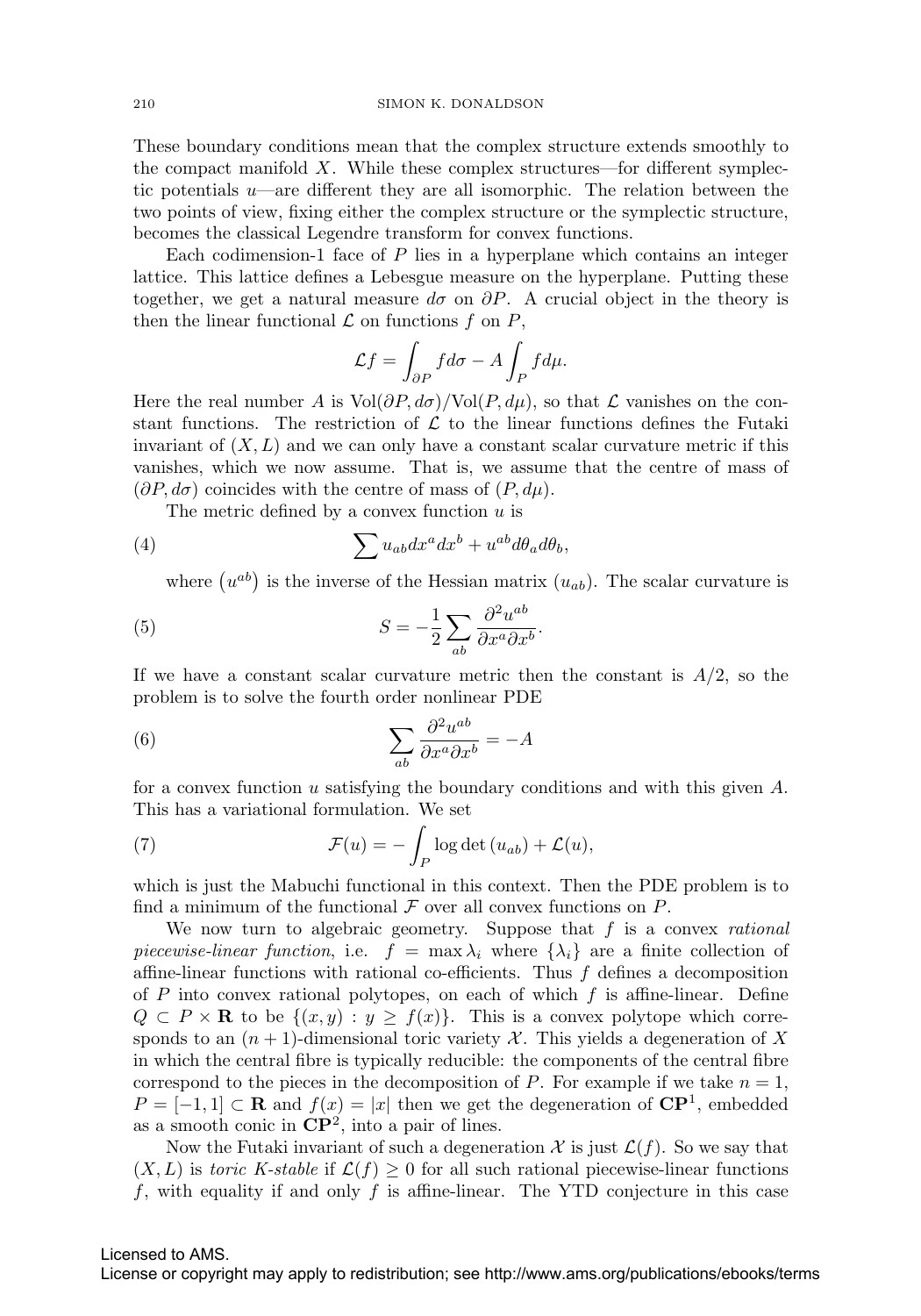These boundary conditions mean that the complex structure extends smoothly to the compact manifold $X$. While these complex structures—for different symplectic potentials $u$—are different they are all isomorphic. The relation between the two points of view, fixing either the complex structure or the symplectic structure, becomes the classical Legendre transform for convex functions.

Each codimension-1 face of $P$ lies in a hyperplane which contains an integer lattice. This lattice defines a Lebesgue measure on the hyperplane. Putting these together, we get a natural measure $d\sigma$ on $\partial P$. A crucial object in the theory is then the linear functional $\mathcal{L}$ on functions $f$ on $P$,

$$\mathcal{L}f = \int_{\partial P} f d\sigma - A \int_P f d\mu.$$

Here the real number $A$ is $\mathrm{Vol}(\partial P, d\sigma)/\mathrm{Vol}(P, d\mu)$, so that $\mathcal{L}$ vanishes on the constant functions. The restriction of $\mathcal{L}$ to the linear functions defines the Futaki invariant of $(X, L)$ and we can only have a constant scalar curvature metric if this vanishes, which we now assume. That is, we assume that the centre of mass of $(\partial P, d\sigma)$ coincides with the centre of mass of $(P, d\mu)$.

The metric defined by a convex function $u$ is

$$\sum u_{ab} dx^a dx^b + u^{ab} d\theta_a d\theta_b, \tag{4}$$

where $(u^{ab})$ is the inverse of the Hessian matrix $(u_{ab})$. The scalar curvature is

$$S = -\frac{1}{2} \sum_{ab} \frac{\partial^2 u^{ab}}{\partial x^a \partial x^b}. \tag{5}$$

If we have a constant scalar curvature metric then the constant is $A/2$, so the problem is to solve the fourth order nonlinear PDE

$$\sum_{ab} \frac{\partial^2 u^{ab}}{\partial x^a \partial x^b} = -A \tag{6}$$

for a convex function $u$ satisfying the boundary conditions and with this given $A$. This has a variational formulation. We set

$$\mathcal{F}(u) = -\int_P \log \det (u_{ab}) + \mathcal{L}(u), \tag{7}$$

which is just the Mabuchi functional in this context. Then the PDE problem is to find a minimum of the functional $\mathcal{F}$ over all convex functions on $P$.

We now turn to algebraic geometry. Suppose that $f$ is a convex *rational piecewise-linear function*, i.e. $f = \max \lambda_i$ where $\{\lambda_i\}$ are a finite collection of affine-linear functions with rational co-efficients. Thus $f$ defines a decomposition of $P$ into convex rational polytopes, on each of which $f$ is affine-linear. Define $Q \subset P \times \mathbf{R}$ to be $\{(x, y) : y \geq f(x)\}$. This is a convex polytope which corresponds to an $(n+1)$-dimensional toric variety $\mathcal{X}$. This yields a degeneration of $X$ in which the central fibre is typically reducible: the components of the central fibre correspond to the pieces in the decomposition of $P$. For example if we take $n = 1$, $P = [-1, 1] \subset \mathbf{R}$ and $f(x) = |x|$ then we get the degeneration of $\mathbf{CP}^1$, embedded as a smooth conic in $\mathbf{CP}^2$, into a pair of lines.

Now the Futaki invariant of such a degeneration $\mathcal{X}$ is just $\mathcal{L}(f)$. So we say that $(X, L)$ is *toric K-stable* if $\mathcal{L}(f) \geq 0$ for all such rational piecewise-linear functions $f$, with equality if and only $f$ is affine-linear. The YTD conjecture in this case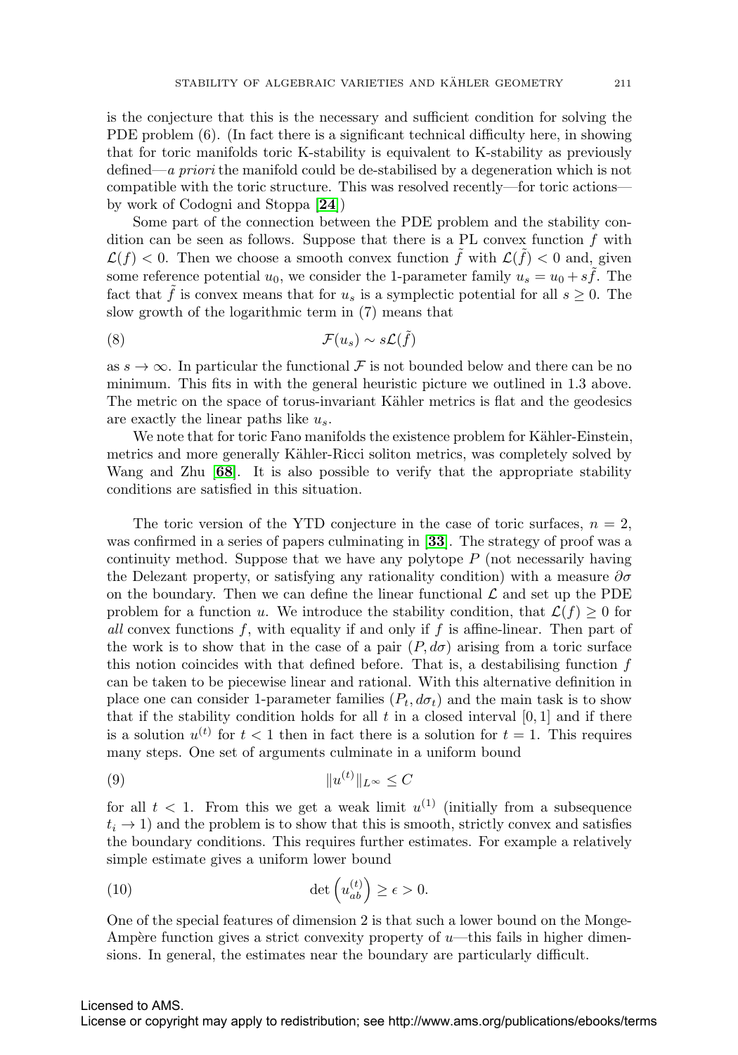is the conjecture that this is the necessary and sufficient condition for solving the PDE problem (6). (In fact there is a significant technical difficulty here, in showing that for toric manifolds toric K-stability is equivalent to K-stability as previously defined—*a priori* the manifold could be de-stabilised by a degeneration which is not compatible with the toric structure. This was resolved recently—for toric actions—by work of Codogni and Stoppa [**24**])

Some part of the connection between the PDE problem and the stability condition can be seen as follows. Suppose that there is a PL convex function $f$ with $\mathcal{L}(f) < 0$. Then we choose a smooth convex function $\tilde{f}$ with $\mathcal{L}(\tilde{f}) < 0$ and, given some reference potential $u_0$, we consider the 1-parameter family $u_s = u_0 + s\tilde{f}$. The fact that $\tilde{f}$ is convex means that for $u_s$ is a symplectic potential for all $s \geq 0$. The slow growth of the logarithmic term in (7) means that

$$\mathcal{F}(u_s) \sim s\mathcal{L}(\tilde{f}) \tag{8}$$

as $s \to \infty$. In particular the functional $\mathcal{F}$ is not bounded below and there can be no minimum. This fits in with the general heuristic picture we outlined in 1.3 above. The metric on the space of torus-invariant Kähler metrics is flat and the geodesics are exactly the linear paths like $u_s$.

We note that for toric Fano manifolds the existence problem for Kähler-Einstein, metrics and more generally Kähler-Ricci soliton metrics, was completely solved by Wang and Zhu [**68**]. It is also possible to verify that the appropriate stability conditions are satisfied in this situation.

The toric version of the YTD conjecture in the case of toric surfaces, $n = 2$, was confirmed in a series of papers culminating in [**33**]. The strategy of proof was a continuity method. Suppose that we have any polytope $P$ (not necessarily having the Delezant property, or satisfying any rationality condition) with a measure $\partial\sigma$ on the boundary. Then we can define the linear functional $\mathcal{L}$ and set up the PDE problem for a function $u$. We introduce the stability condition, that $\mathcal{L}(f) \geq 0$ for *all* convex functions $f$, with equality if and only if $f$ is affine-linear. Then part of the work is to show that in the case of a pair $(P, d\sigma)$ arising from a toric surface this notion coincides with that defined before. That is, a destabilising function $f$ can be taken to be piecewise linear and rational. With this alternative definition in place one can consider 1-parameter families $(P_t, d\sigma_t)$ and the main task is to show that if the stability condition holds for all $t$ in a closed interval $[0, 1]$ and if there is a solution $u^{(t)}$ for $t < 1$ then in fact there is a solution for $t = 1$. This requires many steps. One set of arguments culminate in a uniform bound

$$\|u^{(t)}\|_{L^\infty} \leq C \tag{9}$$

for all $t < 1$. From this we get a weak limit $u^{(1)}$ (initially from a subsequence $t_i \to 1$) and the problem is to show that this is smooth, strictly convex and satisfies the boundary conditions. This requires further estimates. For example a relatively simple estimate gives a uniform lower bound

$$\det\left(u^{(t)}_{ab}\right) \geq \epsilon > 0. \tag{10}$$

One of the special features of dimension 2 is that such a lower bound on the Monge-Ampère function gives a strict convexity property of $u$—this fails in higher dimensions. In general, the estimates near the boundary are particularly difficult.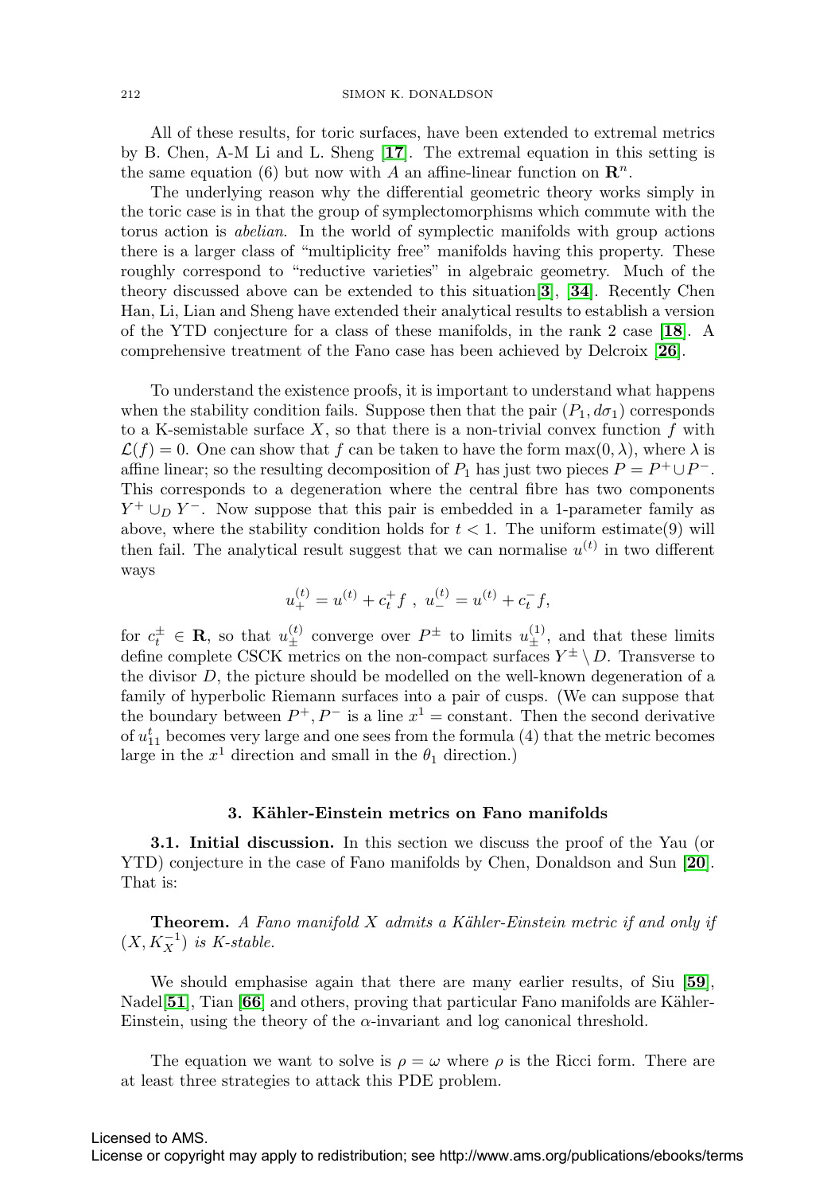All of these results, for toric surfaces, have been extended to extremal metrics by B. Chen, A-M Li and L. Sheng [**17**]. The extremal equation in this setting is the same equation (6) but now with $A$ an affine-linear function on $\mathbf{R}^n$.

The underlying reason why the differential geometric theory works simply in the toric case is in that the group of symplectomorphisms which commute with the torus action is *abelian*. In the world of symplectic manifolds with group actions there is a larger class of "multiplicity free" manifolds having this property. These roughly correspond to "reductive varieties" in algebraic geometry. Much of the theory discussed above can be extended to this situation[**3**], [**34**]. Recently Chen Han, Li, Lian and Sheng have extended their analytical results to establish a version of the YTD conjecture for a class of these manifolds, in the rank 2 case [**18**]. A comprehensive treatment of the Fano case has been achieved by Delcroix [**26**].

To understand the existence proofs, it is important to understand what happens when the stability condition fails. Suppose then that the pair $(P_1, d\sigma_1)$ corresponds to a K-semistable surface $X$, so that there is a non-trivial convex function $f$ with $\mathcal{L}(f) = 0$. One can show that $f$ can be taken to have the form $\max(0, \lambda)$, where $\lambda$ is affine linear; so the resulting decomposition of $P_1$ has just two pieces $P = P^+ \cup P^-$. This corresponds to a degeneration where the central fibre has two components $Y^+ \cup_D Y^-$. Now suppose that this pair is embedded in a 1-parameter family as above, where the stability condition holds for $t < 1$. The uniform estimate(9) will then fail. The analytical result suggest that we can normalise $u^{(t)}$ in two different ways

$$u_+^{(t)} = u^{(t)} + c_t^+ f \ , \ u_-^{(t)} = u^{(t)} + c_t^- f,$$

for $c_t^\pm \in \mathbf{R}$, so that $u_\pm^{(t)}$ converge over $P^\pm$ to limits $u_\pm^{(1)}$, and that these limits define complete CSCK metrics on the non-compact surfaces $Y^\pm \setminus D$. Transverse to the divisor $D$, the picture should be modelled on the well-known degeneration of a family of hyperbolic Riemann surfaces into a pair of cusps. (We can suppose that the boundary between $P^+, P^-$ is a line $x^1 =$ constant. Then the second derivative of $u_{11}^t$ becomes very large and one sees from the formula (4) that the metric becomes large in the $x^1$ direction and small in the $\theta_1$ direction.)

## 3. Kähler-Einstein metrics on Fano manifolds

**3.1. Initial discussion.** In this section we discuss the proof of the Yau (or YTD) conjecture in the case of Fano manifolds by Chen, Donaldson and Sun [**20**]. That is:

**Theorem.** *A Fano manifold $X$ admits a Kähler-Einstein metric if and only if $(X, K_X^{-1})$ is K-stable.*

We should emphasise again that there are many earlier results, of Siu [**59**], Nadel[**51**], Tian [**66**] and others, proving that particular Fano manifolds are Kähler-Einstein, using the theory of the $\alpha$-invariant and log canonical threshold.

The equation we want to solve is $\rho = \omega$ where $\rho$ is the Ricci form. There are at least three strategies to attack this PDE problem.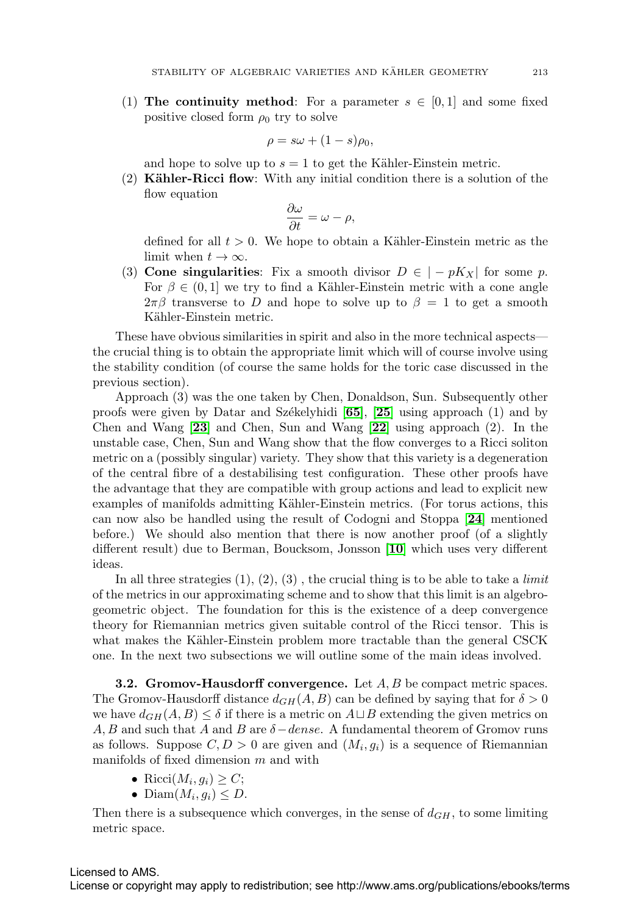(1) **The continuity method**: For a parameter $s \in [0, 1]$ and some fixed positive closed form $\rho_0$ try to solve

$$\rho = s\omega + (1 - s)\rho_0,$$

and hope to solve up to $s = 1$ to get the Kähler-Einstein metric.

(2) **Kähler-Ricci flow**: With any initial condition there is a solution of the flow equation

$$\frac{\partial \omega}{\partial t} = \omega - \rho,$$

defined for all $t > 0$. We hope to obtain a Kähler-Einstein metric as the limit when $t \to \infty$.

(3) **Cone singularities**: Fix a smooth divisor $D \in |-pK_X|$ for some $p$. For $\beta \in (0, 1]$ we try to find a Kähler-Einstein metric with a cone angle $2\pi\beta$ transverse to $D$ and hope to solve up to $\beta = 1$ to get a smooth Kähler-Einstein metric.

These have obvious similarities in spirit and also in the more technical aspects—the crucial thing is to obtain the appropriate limit which will of course involve using the stability condition (of course the same holds for the toric case discussed in the previous section).

Approach (3) was the one taken by Chen, Donaldson, Sun. Subsequently other proofs were given by Datar and Székelyhidi [**65**], [**25**] using approach (1) and by Chen and Wang [**23**] and Chen, Sun and Wang [**22**] using approach (2). In the unstable case, Chen, Sun and Wang show that the flow converges to a Ricci soliton metric on a (possibly singular) variety. They show that this variety is a degeneration of the central fibre of a destabilising test configuration. These other proofs have the advantage that they are compatible with group actions and lead to explicit new examples of manifolds admitting Kähler-Einstein metrics. (For torus actions, this can now also be handled using the result of Codogni and Stoppa [**24**] mentioned before.) We should also mention that there is now another proof (of a slightly different result) due to Berman, Boucksom, Jonsson [**10**] which uses very different ideas.

In all three strategies (1), (2), (3) , the crucial thing is to be able to take a *limit* of the metrics in our approximating scheme and to show that this limit is an algebro-geometric object. The foundation for this is the existence of a deep convergence theory for Riemannian metrics given suitable control of the Ricci tensor. This is what makes the Kähler-Einstein problem more tractable than the general CSCK one. In the next two subsections we will outline some of the main ideas involved.

**3.2. Gromov-Hausdorff convergence.** Let $A, B$ be compact metric spaces. The Gromov-Hausdorff distance $d_{GH}(A, B)$ can be defined by saying that for $\delta > 0$ we have $d_{GH}(A, B) \leq \delta$ if there is a metric on $A \sqcup B$ extending the given metrics on $A, B$ and such that $A$ and $B$ are $\delta-dense$. A fundamental theorem of Gromov runs as follows. Suppose $C, D > 0$ are given and $(M_i, g_i)$ is a sequence of Riemannian manifolds of fixed dimension $m$ and with

- $\text{Ricci}(M_i, g_i) \geq C$;
- $\text{Diam}(M_i, g_i) \leq D$.

Then there is a subsequence which converges, in the sense of $d_{GH}$, to some limiting metric space.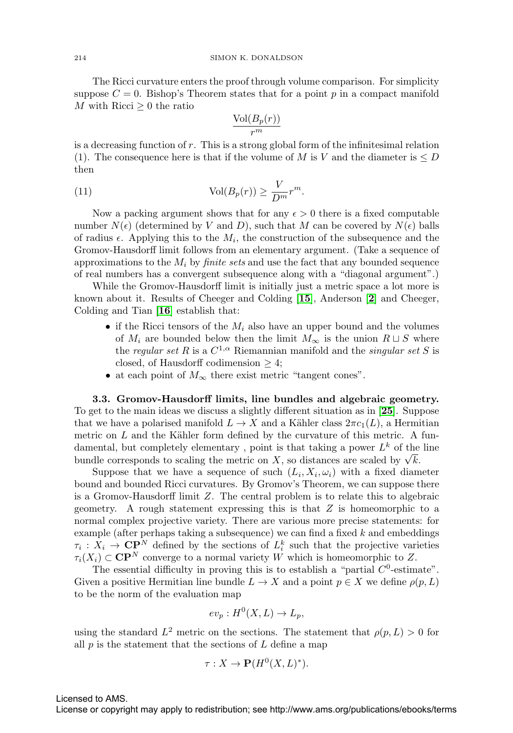The Ricci curvature enters the proof through volume comparison. For simplicity suppose $C = 0$. Bishop's Theorem states that for a point $p$ in a compact manifold $M$ with Ricci $\geq 0$ the ratio

$$\frac{\mathrm{Vol}(B_p(r))}{r^m}$$

is a decreasing function of $r$. This is a strong global form of the infinitesimal relation (1). The consequence here is that if the volume of $M$ is $V$ and the diameter is $\leq D$ then

$$\mathrm{Vol}(B_p(r)) \geq \frac{V}{D^m} r^m. \tag{11}$$

Now a packing argument shows that for any $\epsilon > 0$ there is a fixed computable number $N(\epsilon)$ (determined by $V$ and $D$), such that $M$ can be covered by $N(\epsilon)$ balls of radius $\epsilon$. Applying this to the $M_i$, the construction of the subsequence and the Gromov-Hausdorff limit follows from an elementary argument. (Take a sequence of approximations to the $M_i$ by *finite sets* and use the fact that any bounded sequence of real numbers has a convergent subsequence along with a "diagonal argument".)

While the Gromov-Hausdorff limit is initially just a metric space a lot more is known about it. Results of Cheeger and Colding [**15**], Anderson [**2**] and Cheeger, Colding and Tian [**16**] establish that:

- if the Ricci tensors of the $M_i$ also have an upper bound and the volumes of $M_i$ are bounded below then the limit $M_\infty$ is the union $R \sqcup S$ where the *regular set* $R$ is a $C^{1,\alpha}$ Riemannian manifold and the *singular set* $S$ is closed, of Hausdorff codimension $\geq 4$;
- at each point of $M_\infty$ there exist metric "tangent cones".

**3.3. Gromov-Hausdorff limits, line bundles and algebraic geometry.** To get to the main ideas we discuss a slightly different situation as in [**25**]. Suppose that we have a polarised manifold $L \to X$ and a Kähler class $2\pi c_1(L)$, a Hermitian metric on $L$ and the Kähler form defined by the curvature of this metric. A fundamental, but completely elementary , point is that taking a power $L^k$ of the line bundle corresponds to scaling the metric on $X$, so distances are scaled by $\sqrt{k}$.

Suppose that we have a sequence of such $(L_i, X_i, \omega_i)$ with a fixed diameter bound and bounded Ricci curvatures. By Gromov's Theorem, we can suppose there is a Gromov-Hausdorff limit $Z$. The central problem is to relate this to algebraic geometry. A rough statement expressing this is that $Z$ is homeomorphic to a normal complex projective variety. There are various more precise statements: for example (after perhaps taking a subsequence) we can find a fixed $k$ and embeddings $\tau_i : X_i \to \mathbf{CP}^N$ defined by the sections of $L_i^k$ such that the projective varieties $\tau_i(X_i) \subset \mathbf{CP}^N$ converge to a normal variety $W$ which is homeomorphic to $Z$.

The essential difficulty in proving this is to establish a "partial $C^0$-estimate". Given a positive Hermitian line bundle $L \to X$ and a point $p \in X$ we define $\rho(p, L)$ to be the norm of the evaluation map

$$ev_p : H^0(X, L) \to L_p,$$

using the standard $L^2$ metric on the sections. The statement that $\rho(p, L) > 0$ for all $p$ is the statement that the sections of $L$ define a map

$$\tau : X \to \mathbf{P}(H^0(X, L)^*).$$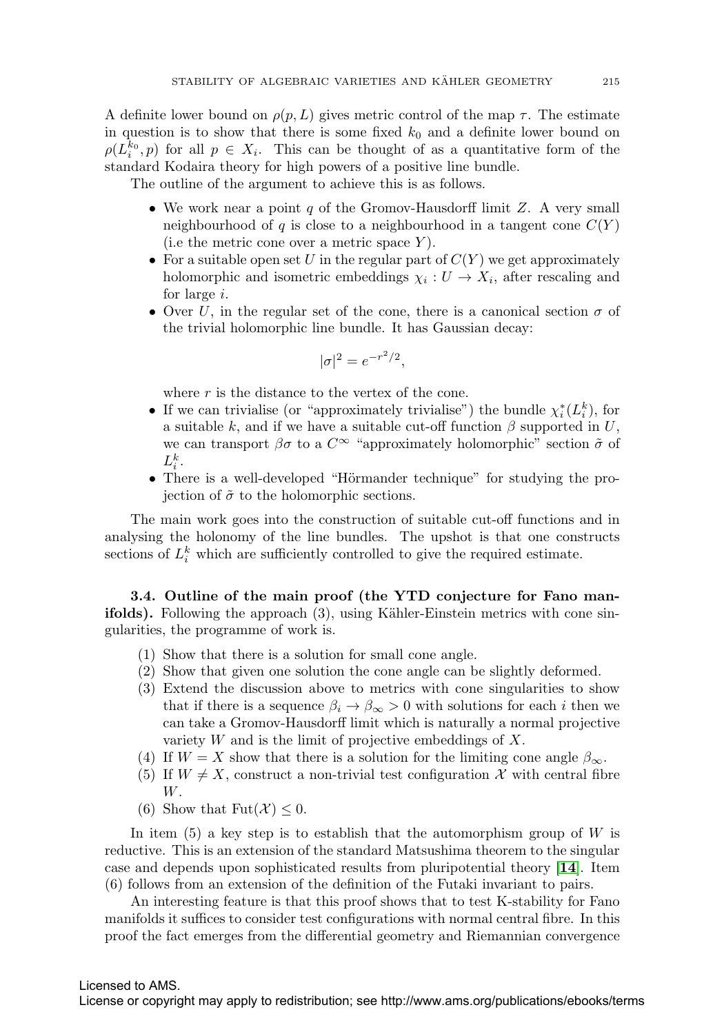A definite lower bound on $\rho(p, L)$ gives metric control of the map $\tau$. The estimate in question is to show that there is some fixed $k_0$ and a definite lower bound on $\rho(L_i^{k_0}, p)$ for all $p \in X_i$. This can be thought of as a quantitative form of the standard Kodaira theory for high powers of a positive line bundle.

The outline of the argument to achieve this is as follows.

- We work near a point $q$ of the Gromov-Hausdorff limit $Z$. A very small neighbourhood of $q$ is close to a neighbourhood in a tangent cone $C(Y)$ (i.e the metric cone over a metric space $Y$).
- For a suitable open set $U$ in the regular part of $C(Y)$ we get approximately holomorphic and isometric embeddings $\chi_i : U \to X_i$, after rescaling and for large $i$.
- Over $U$, in the regular set of the cone, there is a canonical section $\sigma$ of the trivial holomorphic line bundle. It has Gaussian decay:

$$|\sigma|^2 = e^{-r^2/2},$$

  where $r$ is the distance to the vertex of the cone.
- If we can trivialise (or "approximately trivialise") the bundle $\chi_i^*(L_i^k)$, for a suitable $k$, and if we have a suitable cut-off function $\beta$ supported in $U$, we can transport $\beta\sigma$ to a $C^\infty$ "approximately holomorphic" section $\tilde{\sigma}$ of $L_i^k$.
- There is a well-developed "Hörmander technique" for studying the projection of $\tilde{\sigma}$ to the holomorphic sections.

The main work goes into the construction of suitable cut-off functions and in analysing the holonomy of the line bundles. The upshot is that one constructs sections of $L_i^k$ which are sufficiently controlled to give the required estimate.

**3.4. Outline of the main proof (the YTD conjecture for Fano manifolds).** Following the approach (3), using Kähler-Einstein metrics with cone singularities, the programme of work is.

1. Show that there is a solution for small cone angle.
2. Show that given one solution the cone angle can be slightly deformed.
3. Extend the discussion above to metrics with cone singularities to show that if there is a sequence $\beta_i \to \beta_\infty > 0$ with solutions for each $i$ then we can take a Gromov-Hausdorff limit which is naturally a normal projective variety $W$ and is the limit of projective embeddings of $X$.
4. If $W = X$ show that there is a solution for the limiting cone angle $\beta_\infty$.
5. If $W \neq X$, construct a non-trivial test configuration $\mathcal{X}$ with central fibre $W$.
6. Show that $\mathrm{Fut}(\mathcal{X}) \leq 0$.

In item (5) a key step is to establish that the automorphism group of $W$ is reductive. This is an extension of the standard Matsushima theorem to the singular case and depends upon sophisticated results from pluripotential theory [14]. Item (6) follows from an extension of the definition of the Futaki invariant to pairs.

An interesting feature is that this proof shows that to test K-stability for Fano manifolds it suffices to consider test configurations with normal central fibre. In this proof the fact emerges from the differential geometry and Riemannian convergence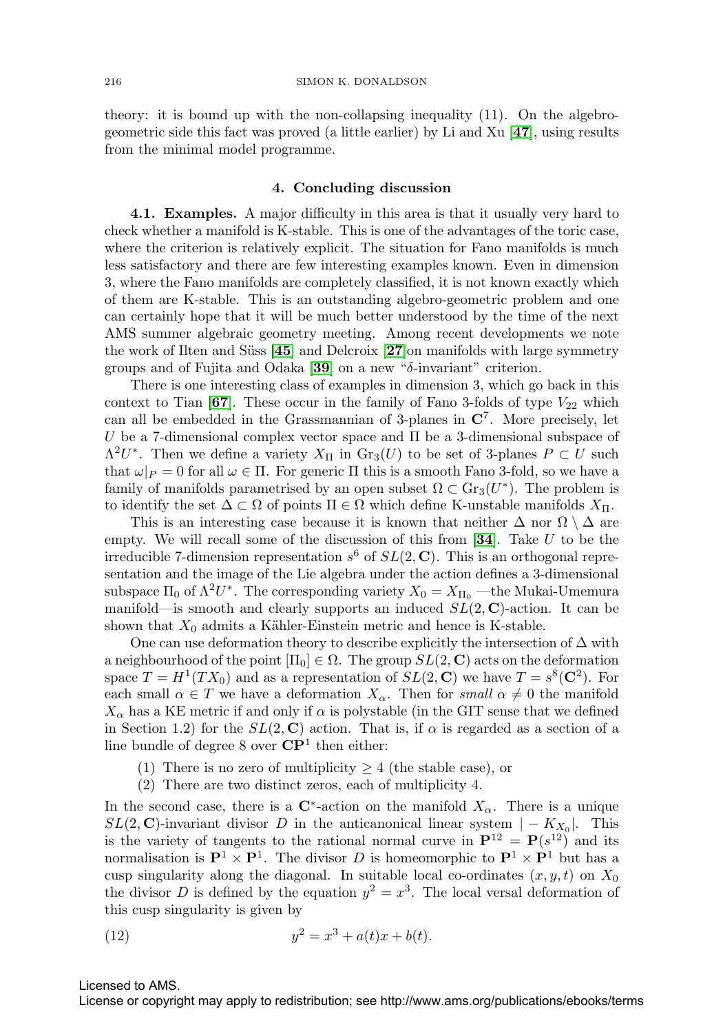theory: it is bound up with the non-collapsing inequality (11). On the algebro-geometric side this fact was proved (a little earlier) by Li and Xu [**47**], using results from the minimal model programme.

## 4. Concluding discussion

**4.1. Examples.** A major difficulty in this area is that it usually very hard to check whether a manifold is K-stable. This is one of the advantages of the toric case, where the criterion is relatively explicit. The situation for Fano manifolds is much less satisfactory and there are few interesting examples known. Even in dimension 3, where the Fano manifolds are completely classified, it is not known exactly which of them are K-stable. This is an outstanding algebro-geometric problem and one can certainly hope that it will be much better understood by the time of the next AMS summer algebraic geometry meeting. Among recent developments we note the work of Ilten and Süss [**45**] and Delcroix [**27**]on manifolds with large symmetry groups and of Fujita and Odaka [**39**] on a new "$\delta$-invariant" criterion.

There is one interesting class of examples in dimension 3, which go back in this context to Tian [**67**]. These occur in the family of Fano 3-folds of type $V_{22}$ which can all be embedded in the Grassmannian of 3-planes in $\mathbf{C}^7$. More precisely, let $U$ be a 7-dimensional complex vector space and $\Pi$ be a 3-dimensional subspace of $\Lambda^2 U^*$. Then we define a variety $X_\Pi$ in $\mathrm{Gr}_3(U)$ to be set of 3-planes $P \subset U$ such that $\omega|_P = 0$ for all $\omega \in \Pi$. For generic $\Pi$ this is a smooth Fano 3-fold, so we have a family of manifolds parametrised by an open subset $\Omega \subset \mathrm{Gr}_3(U^*)$. The problem is to identify the set $\Delta \subset \Omega$ of points $\Pi \in \Omega$ which define K-unstable manifolds $X_\Pi$.

This is an interesting case because it is known that neither $\Delta$ nor $\Omega \setminus \Delta$ are empty. We will recall some of the discussion of this from [**34**]. Take $U$ to be the irreducible 7-dimension representation $s^6$ of $SL(2, \mathbf{C})$. This is an orthogonal representation and the image of the Lie algebra under the action defines a 3-dimensional subspace $\Pi_0$ of $\Lambda^2 U^*$. The corresponding variety $X_0 = X_{\Pi_0}$ —the Mukai-Umemura manifold—is smooth and clearly supports an induced $SL(2, \mathbf{C})$-action. It can be shown that $X_0$ admits a Kähler-Einstein metric and hence is K-stable.

One can use deformation theory to describe explicitly the intersection of $\Delta$ with a neighbourhood of the point $[\Pi_0] \in \Omega$. The group $SL(2, \mathbf{C})$ acts on the deformation space $T = H^1(TX_0)$ and as a representation of $SL(2, \mathbf{C})$ we have $T = s^8(\mathbf{C}^2)$. For each small $\alpha \in T$ we have a deformation $X_\alpha$. Then for *small* $\alpha \neq 0$ the manifold $X_\alpha$ has a KE metric if and only if $\alpha$ is polystable (in the GIT sense that we defined in Section 1.2) for the $SL(2, \mathbf{C})$ action. That is, if $\alpha$ is regarded as a section of a line bundle of degree 8 over $\mathbf{CP}^1$ then either:

(1) There is no zero of multiplicity $\geq 4$ (the stable case), or
(2) There are two distinct zeros, each of multiplicity 4.

In the second case, there is a $\mathbf{C}^*$-action on the manifold $X_\alpha$. There is a unique $SL(2, \mathbf{C})$-invariant divisor $D$ in the anticanonical linear system $|-K_{X_0}|$. This is the variety of tangents to the rational normal curve in $\mathbf{P}^{12} = \mathbf{P}(s^{12})$ and its normalisation is $\mathbf{P}^1 \times \mathbf{P}^1$. The divisor $D$ is homeomorphic to $\mathbf{P}^1 \times \mathbf{P}^1$ but has a cusp singularity along the diagonal. In suitable local co-ordinates $(x, y, t)$ on $X_0$ the divisor $D$ is defined by the equation $y^2 = x^3$. The local versal deformation of this cusp singularity is given by

$$y^2 = x^3 + a(t)x + b(t). \tag{12}$$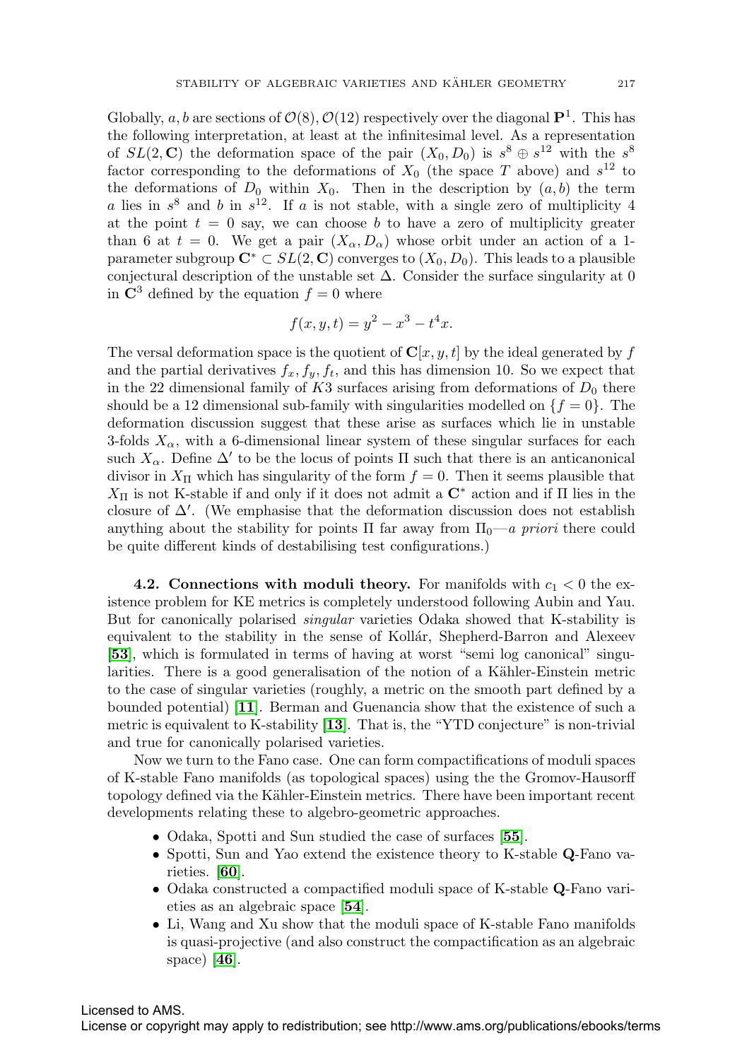Globally, $a, b$ are sections of $\mathcal{O}(8), \mathcal{O}(12)$ respectively over the diagonal $\mathbf{P}^1$. This has the following interpretation, at least at the infinitesimal level. As a representation of $SL(2, \mathbf{C})$ the deformation space of the pair $(X_0, D_0)$ is $s^8 \oplus s^{12}$ with the $s^8$ factor corresponding to the deformations of $X_0$ (the space $T$ above) and $s^{12}$ to the deformations of $D_0$ within $X_0$. Then in the description by $(a, b)$ the term $a$ lies in $s^8$ and $b$ in $s^{12}$. If $a$ is not stable, with a single zero of multiplicity 4 at the point $t = 0$ say, we can choose $b$ to have a zero of multiplicity greater than 6 at $t = 0$. We get a pair $(X_\alpha, D_\alpha)$ whose orbit under an action of a 1-parameter subgroup $\mathbf{C}^* \subset SL(2, \mathbf{C})$ converges to $(X_0, D_0)$. This leads to a plausible conjectural description of the unstable set $\Delta$. Consider the surface singularity at 0 in $\mathbf{C}^3$ defined by the equation $f = 0$ where

$$f(x, y, t) = y^2 - x^3 - t^4 x.$$

The versal deformation space is the quotient of $\mathbf{C}[x, y, t]$ by the ideal generated by $f$ and the partial derivatives $f_x, f_y, f_t$, and this has dimension 10. So we expect that in the 22 dimensional family of $K3$ surfaces arising from deformations of $D_0$ there should be a 12 dimensional sub-family with singularities modelled on $\{f = 0\}$. The deformation discussion suggest that these arise as surfaces which lie in unstable 3-folds $X_\alpha$, with a 6-dimensional linear system of these singular surfaces for each such $X_\alpha$. Define $\Delta'$ to be the locus of points $\Pi$ such that there is an anticanonical divisor in $X_\Pi$ which has singularity of the form $f = 0$. Then it seems plausible that $X_\Pi$ is not K-stable if and only if it does not admit a $\mathbf{C}^*$ action and if $\Pi$ lies in the closure of $\Delta'$. (We emphasise that the deformation discussion does not establish anything about the stability for points $\Pi$ far away from $\Pi_0$—*a priori* there could be quite different kinds of destabilising test configurations.)

**4.2. Connections with moduli theory.** For manifolds with $c_1 < 0$ the existence problem for KE metrics is completely understood following Aubin and Yau. But for canonically polarised *singular* varieties Odaka showed that K-stability is equivalent to the stability in the sense of Kollár, Shepherd-Barron and Alexeev [**53**], which is formulated in terms of having at worst "semi log canonical" singularities. There is a good generalisation of the notion of a Kähler-Einstein metric to the case of singular varieties (roughly, a metric on the smooth part defined by a bounded potential) [**11**]. Berman and Guenancia show that the existence of such a metric is equivalent to K-stability [**13**]. That is, the "YTD conjecture" is non-trivial and true for canonically polarised varieties.

Now we turn to the Fano case. One can form compactifications of moduli spaces of K-stable Fano manifolds (as topological spaces) using the the Gromov-Hausorff topology defined via the Kähler-Einstein metrics. There have been important recent developments relating these to algebro-geometric approaches.

- Odaka, Spotti and Sun studied the case of surfaces [**55**].
- Spotti, Sun and Yao extend the existence theory to K-stable $\mathbf{Q}$-Fano varieties. [**60**].
- Odaka constructed a compactified moduli space of K-stable $\mathbf{Q}$-Fano varieties as an algebraic space [**54**].
- Li, Wang and Xu show that the moduli space of K-stable Fano manifolds is quasi-projective (and also construct the compactification as an algebraic space) [**46**].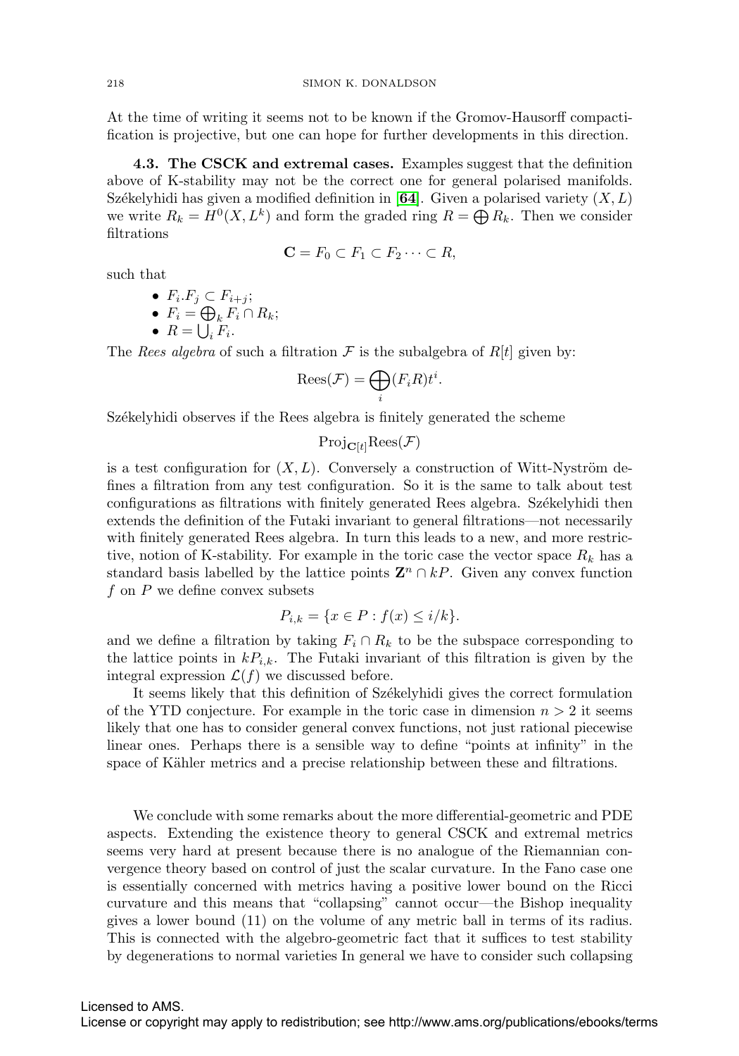At the time of writing it seems not to be known if the Gromov-Hausorff compactification is projective, but one can hope for further developments in this direction.

**4.3. The CSCK and extremal cases.** Examples suggest that the definition above of K-stability may not be the correct one for general polarised manifolds. Székelyhidi has given a modified definition in [**64**]. Given a polarised variety $(X, L)$ we write $R_k = H^0(X, L^k)$ and form the graded ring $R = \bigoplus R_k$. Then we consider filtrations

$$\mathbf{C} = F_0 \subset F_1 \subset F_2 \cdots \subset R,$$

such that

- $F_i.F_j \subset F_{i+j}$;
- $F_i = \bigoplus_k F_i \cap R_k$;
- $R = \bigcup_i F_i$.

The *Rees algebra* of such a filtration $\mathcal{F}$ is the subalgebra of $R[t]$ given by:

$$\mathrm{Rees}(\mathcal{F}) = \bigoplus_i (F_i R) t^i.$$

Székelyhidi observes if the Rees algebra is finitely generated the scheme

$$\mathrm{Proj}_{\mathbf{C}[t]} \mathrm{Rees}(\mathcal{F})$$

is a test configuration for $(X, L)$. Conversely a construction of Witt-Nyström defines a filtration from any test configuration. So it is the same to talk about test configurations as filtrations with finitely generated Rees algebra. Székelyhidi then extends the definition of the Futaki invariant to general filtrations—not necessarily with finitely generated Rees algebra. In turn this leads to a new, and more restrictive, notion of K-stability. For example in the toric case the vector space $R_k$ has a standard basis labelled by the lattice points $\mathbf{Z}^n \cap kP$. Given any convex function $f$ on $P$ we define convex subsets

$$P_{i,k} = \{x \in P : f(x) \leq i/k\}.$$

and we define a filtration by taking $F_i \cap R_k$ to be the subspace corresponding to the lattice points in $kP_{i,k}$. The Futaki invariant of this filtration is given by the integral expression $\mathcal{L}(f)$ we discussed before.

It seems likely that this definition of Székelyhidi gives the correct formulation of the YTD conjecture. For example in the toric case in dimension $n > 2$ it seems likely that one has to consider general convex functions, not just rational piecewise linear ones. Perhaps there is a sensible way to define "points at infinity" in the space of Kähler metrics and a precise relationship between these and filtrations.

We conclude with some remarks about the more differential-geometric and PDE aspects. Extending the existence theory to general CSCK and extremal metrics seems very hard at present because there is no analogue of the Riemannian convergence theory based on control of just the scalar curvature. In the Fano case one is essentially concerned with metrics having a positive lower bound on the Ricci curvature and this means that "collapsing" cannot occur—the Bishop inequality gives a lower bound (11) on the volume of any metric ball in terms of its radius. This is connected with the algebro-geometric fact that it suffices to test stability by degenerations to normal varieties In general we have to consider such collapsing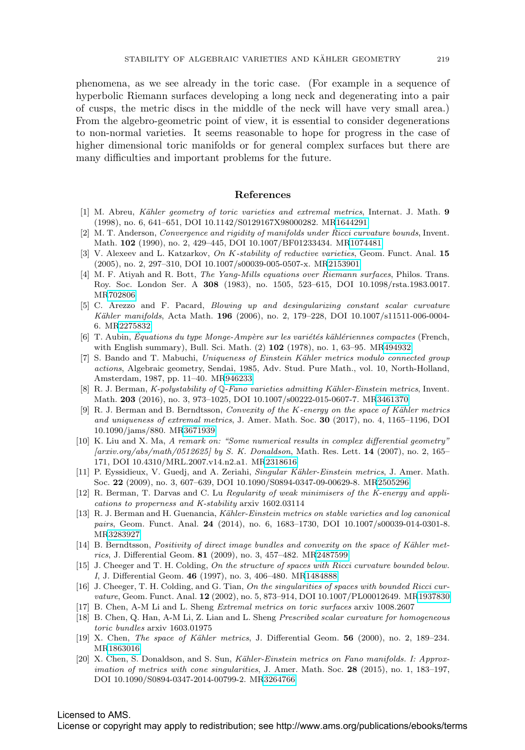phenomena, as we see already in the toric case. (For example in a sequence of hyperbolic Riemann surfaces developing a long neck and degenerating into a pair of cusps, the metric discs in the middle of the neck will have very small area.) From the algebro-geometric point of view, it is essential to consider degenerations to non-normal varieties. It seems reasonable to hope for progress in the case of higher dimensional toric manifolds or for general complex surfaces but there are many difficulties and important problems for the future.

## References

[1] M. Abreu, *Kähler geometry of toric varieties and extremal metrics*, Internat. J. Math. **9** (1998), no. 6, 641–651, DOI 10.1142/S0129167X98000282. MR1644291

[2] M. T. Anderson, *Convergence and rigidity of manifolds under Ricci curvature bounds*, Invent. Math. **102** (1990), no. 2, 429–445, DOI 10.1007/BF01233434. MR1074481

[3] V. Alexeev and L. Katzarkov, *On K-stability of reductive varieties*, Geom. Funct. Anal. **15** (2005), no. 2, 297–310, DOI 10.1007/s00039-005-0507-x. MR2153901

[4] M. F. Atiyah and R. Bott, *The Yang-Mills equations over Riemann surfaces*, Philos. Trans. Roy. Soc. London Ser. A **308** (1983), no. 1505, 523–615, DOI 10.1098/rsta.1983.0017. MR702806

[5] C. Arezzo and F. Pacard, *Blowing up and desingularizing constant scalar curvature Kähler manifolds*, Acta Math. **196** (2006), no. 2, 179–228, DOI 10.1007/s11511-006-0004-6. MR2275832

[6] T. Aubin, *Équations du type Monge-Ampère sur les variétés kählériennes compactes* (French, with English summary), Bull. Sci. Math. (2) **102** (1978), no. 1, 63–95. MR494932

[7] S. Bando and T. Mabuchi, *Uniqueness of Einstein Kähler metrics modulo connected group actions*, Algebraic geometry, Sendai, 1985, Adv. Stud. Pure Math., vol. 10, North-Holland, Amsterdam, 1987, pp. 11–40. MR946233

[8] R. J. Berman, *K-polystability of $\mathbb{Q}$-Fano varieties admitting Kähler-Einstein metrics*, Invent. Math. **203** (2016), no. 3, 973–1025, DOI 10.1007/s00222-015-0607-7. MR3461370

[9] R. J. Berman and B. Berndtsson, *Convexity of the K-energy on the space of Kähler metrics and uniqueness of extremal metrics*, J. Amer. Math. Soc. **30** (2017), no. 4, 1165–1196, DOI 10.1090/jams/880. MR3671939

[10] K. Liu and X. Ma, *A remark on: "Some numerical results in complex differential geometry" [arxiv.org/abs/math/0512625] by S. K. Donaldson*, Math. Res. Lett. **14** (2007), no. 2, 165–171, DOI 10.4310/MRL.2007.v14.n2.a1. MR2318616

[11] P. Eyssidieux, V. Guedj, and A. Zeriahi, *Singular Kähler-Einstein metrics*, J. Amer. Math. Soc. **22** (2009), no. 3, 607–639, DOI 10.1090/S0894-0347-09-00629-8. MR2505296

[12] R. Berman, T. Darvas and C. Lu *Regularity of weak minimisers of the K-energy and applications to properness and K-stability* arxiv 1602.03114

[13] R. J. Berman and H. Guenancia, *Kähler-Einstein metrics on stable varieties and log canonical pairs*, Geom. Funct. Anal. **24** (2014), no. 6, 1683–1730, DOI 10.1007/s00039-014-0301-8. MR3283927

[14] B. Berndtsson, *Positivity of direct image bundles and convexity on the space of Kähler metrics*, J. Differential Geom. **81** (2009), no. 3, 457–482. MR2487599

[15] J. Cheeger and T. H. Colding, *On the structure of spaces with Ricci curvature bounded below. I*, J. Differential Geom. **46** (1997), no. 3, 406–480. MR1484888

[16] J. Cheeger, T. H. Colding, and G. Tian, *On the singularities of spaces with bounded Ricci curvature*, Geom. Funct. Anal. **12** (2002), no. 5, 873–914, DOI 10.1007/PL00012649. MR1937830

[17] B. Chen, A-M Li and L. Sheng *Extremal metrics on toric surfaces* arxiv 1008.2607

[18] B. Chen, Q. Han, A-M Li, Z. Lian and L. Sheng *Prescribed scalar curvature for homogeneous toric bundles* arxiv 1603.01975

[19] X. Chen, *The space of Kähler metrics*, J. Differential Geom. **56** (2000), no. 2, 189–234. MR1863016

[20] X. Chen, S. Donaldson, and S. Sun, *Kähler-Einstein metrics on Fano manifolds. I: Approximation of metrics with cone singularities*, J. Amer. Math. Soc. **28** (2015), no. 1, 183–197, DOI 10.1090/S0894-0347-2014-00799-2. MR3264766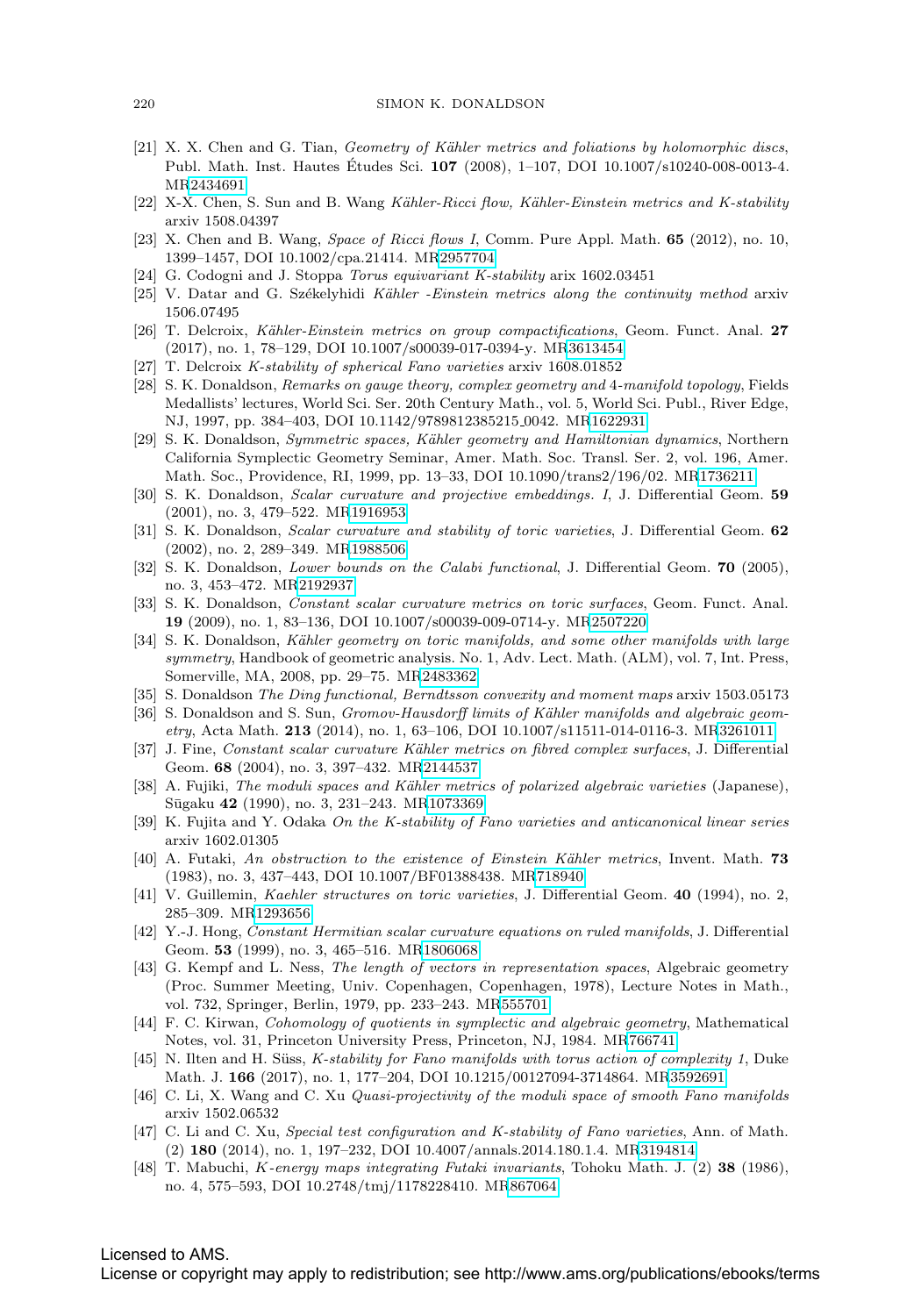[21] X. X. Chen and G. Tian, *Geometry of Kähler metrics and foliations by holomorphic discs*, Publ. Math. Inst. Hautes Études Sci. **107** (2008), 1–107, DOI 10.1007/s10240-008-0013-4. MR2434691

[22] X-X. Chen, S. Sun and B. Wang *Kähler-Ricci flow, Kähler-Einstein metrics and K-stability* arxiv 1508.04397

[23] X. Chen and B. Wang, *Space of Ricci flows I*, Comm. Pure Appl. Math. **65** (2012), no. 10, 1399–1457, DOI 10.1002/cpa.21414. MR2957704

[24] G. Codogni and J. Stoppa *Torus equivariant K-stability* arix 1602.03451

[25] V. Datar and G. Székelyhidi *Kähler -Einstein metrics along the continuity method* arxiv 1506.07495

[26] T. Delcroix, *Kähler-Einstein metrics on group compactifications*, Geom. Funct. Anal. **27** (2017), no. 1, 78–129, DOI 10.1007/s00039-017-0394-y. MR3613454

[27] T. Delcroix *K-stability of spherical Fano varieties* arxiv 1608.01852

[28] S. K. Donaldson, *Remarks on gauge theory, complex geometry and 4-manifold topology*, Fields Medallists' lectures, World Sci. Ser. 20th Century Math., vol. 5, World Sci. Publ., River Edge, NJ, 1997, pp. 384–403, DOI 10.1142/9789812385215_0042. MR1622931

[29] S. K. Donaldson, *Symmetric spaces, Kähler geometry and Hamiltonian dynamics*, Northern California Symplectic Geometry Seminar, Amer. Math. Soc. Transl. Ser. 2, vol. 196, Amer. Math. Soc., Providence, RI, 1999, pp. 13–33, DOI 10.1090/trans2/196/02. MR1736211

[30] S. K. Donaldson, *Scalar curvature and projective embeddings. I*, J. Differential Geom. **59** (2001), no. 3, 479–522. MR1916953

[31] S. K. Donaldson, *Scalar curvature and stability of toric varieties*, J. Differential Geom. **62** (2002), no. 2, 289–349. MR1988506

[32] S. K. Donaldson, *Lower bounds on the Calabi functional*, J. Differential Geom. **70** (2005), no. 3, 453–472. MR2192937

[33] S. K. Donaldson, *Constant scalar curvature metrics on toric surfaces*, Geom. Funct. Anal. **19** (2009), no. 1, 83–136, DOI 10.1007/s00039-009-0714-y. MR2507220

[34] S. K. Donaldson, *Kähler geometry on toric manifolds, and some other manifolds with large symmetry*, Handbook of geometric analysis. No. 1, Adv. Lect. Math. (ALM), vol. 7, Int. Press, Somerville, MA, 2008, pp. 29–75. MR2483362

[35] S. Donaldson *The Ding functional, Berndtsson convexity and moment maps* arxiv 1503.05173

[36] S. Donaldson and S. Sun, *Gromov-Hausdorff limits of Kähler manifolds and algebraic geometry*, Acta Math. **213** (2014), no. 1, 63–106, DOI 10.1007/s11511-014-0116-3. MR3261011

[37] J. Fine, *Constant scalar curvature Kähler metrics on fibred complex surfaces*, J. Differential Geom. **68** (2004), no. 3, 397–432. MR2144537

[38] A. Fujiki, *The moduli spaces and Kähler metrics of polarized algebraic varieties* (Japanese), Sūgaku **42** (1990), no. 3, 231–243. MR1073369

[39] K. Fujita and Y. Odaka *On the K-stability of Fano varieties and anticanonical linear series* arxiv 1602.01305

[40] A. Futaki, *An obstruction to the existence of Einstein Kähler metrics*, Invent. Math. **73** (1983), no. 3, 437–443, DOI 10.1007/BF01388438. MR718940

[41] V. Guillemin, *Kaehler structures on toric varieties*, J. Differential Geom. **40** (1994), no. 2, 285–309. MR1293656

[42] Y.-J. Hong, *Constant Hermitian scalar curvature equations on ruled manifolds*, J. Differential Geom. **53** (1999), no. 3, 465–516. MR1806068

[43] G. Kempf and L. Ness, *The length of vectors in representation spaces*, Algebraic geometry (Proc. Summer Meeting, Univ. Copenhagen, Copenhagen, 1978), Lecture Notes in Math., vol. 732, Springer, Berlin, 1979, pp. 233–243. MR555701

[44] F. C. Kirwan, *Cohomology of quotients in symplectic and algebraic geometry*, Mathematical Notes, vol. 31, Princeton University Press, Princeton, NJ, 1984. MR766741

[45] N. Ilten and H. Süss, *K-stability for Fano manifolds with torus action of complexity 1*, Duke Math. J. **166** (2017), no. 1, 177–204, DOI 10.1215/00127094-3714864. MR3592691

[46] C. Li, X. Wang and C. Xu *Quasi-projectivity of the moduli space of smooth Fano manifolds* arxiv 1502.06532

[47] C. Li and C. Xu, *Special test configuration and K-stability of Fano varieties*, Ann. of Math. (2) **180** (2014), no. 1, 197–232, DOI 10.4007/annals.2014.180.1.4. MR3194814

[48] T. Mabuchi, *K-energy maps integrating Futaki invariants*, Tohoku Math. J. (2) **38** (1986), no. 4, 575–593, DOI 10.2748/tmj/1178228410. MR867064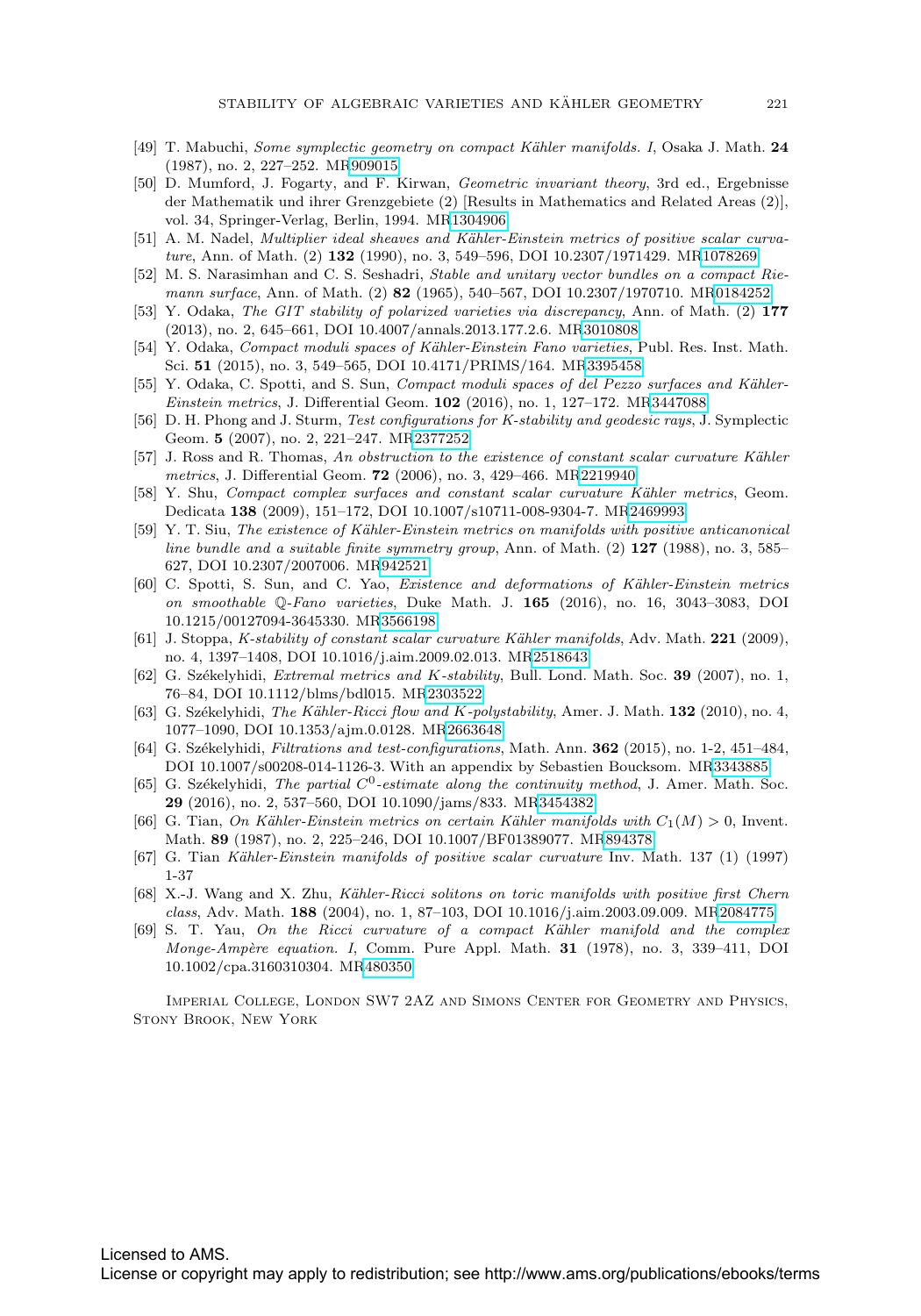[49] T. Mabuchi, *Some symplectic geometry on compact Kähler manifolds. I*, Osaka J. Math. **24** (1987), no. 2, 227–252. MR909015

[50] D. Mumford, J. Fogarty, and F. Kirwan, *Geometric invariant theory*, 3rd ed., Ergebnisse der Mathematik und ihrer Grenzgebiete (2) [Results in Mathematics and Related Areas (2)], vol. 34, Springer-Verlag, Berlin, 1994. MR1304906

[51] A. M. Nadel, *Multiplier ideal sheaves and Kähler-Einstein metrics of positive scalar curvature*, Ann. of Math. (2) **132** (1990), no. 3, 549–596, DOI 10.2307/1971429. MR1078269

[52] M. S. Narasimhan and C. S. Seshadri, *Stable and unitary vector bundles on a compact Riemann surface*, Ann. of Math. (2) **82** (1965), 540–567, DOI 10.2307/1970710. MR0184252

[53] Y. Odaka, *The GIT stability of polarized varieties via discrepancy*, Ann. of Math. (2) **177** (2013), no. 2, 645–661, DOI 10.4007/annals.2013.177.2.6. MR3010808

[54] Y. Odaka, *Compact moduli spaces of Kähler-Einstein Fano varieties*, Publ. Res. Inst. Math. Sci. **51** (2015), no. 3, 549–565, DOI 10.4171/PRIMS/164. MR3395458

[55] Y. Odaka, C. Spotti, and S. Sun, *Compact moduli spaces of del Pezzo surfaces and Kähler-Einstein metrics*, J. Differential Geom. **102** (2016), no. 1, 127–172. MR3447088

[56] D. H. Phong and J. Sturm, *Test configurations for K-stability and geodesic rays*, J. Symplectic Geom. **5** (2007), no. 2, 221–247. MR2377252

[57] J. Ross and R. Thomas, *An obstruction to the existence of constant scalar curvature Kähler metrics*, J. Differential Geom. **72** (2006), no. 3, 429–466. MR2219940

[58] Y. Shu, *Compact complex surfaces and constant scalar curvature Kähler metrics*, Geom. Dedicata **138** (2009), 151–172, DOI 10.1007/s10711-008-9304-7. MR2469993

[59] Y. T. Siu, *The existence of Kähler-Einstein metrics on manifolds with positive anticanonical line bundle and a suitable finite symmetry group*, Ann. of Math. (2) **127** (1988), no. 3, 585–627, DOI 10.2307/2007006. MR942521

[60] C. Spotti, S. Sun, and C. Yao, *Existence and deformations of Kähler-Einstein metrics on smoothable $\mathbb{Q}$-Fano varieties*, Duke Math. J. **165** (2016), no. 16, 3043–3083, DOI 10.1215/00127094-3645330. MR3566198

[61] J. Stoppa, *K-stability of constant scalar curvature Kähler manifolds*, Adv. Math. **221** (2009), no. 4, 1397–1408, DOI 10.1016/j.aim.2009.02.013. MR2518643

[62] G. Székelyhidi, *Extremal metrics and K-stability*, Bull. Lond. Math. Soc. **39** (2007), no. 1, 76–84, DOI 10.1112/blms/bdl015. MR2303522

[63] G. Székelyhidi, *The Kähler-Ricci flow and K-polystability*, Amer. J. Math. **132** (2010), no. 4, 1077–1090, DOI 10.1353/ajm.0.0128. MR2663648

[64] G. Székelyhidi, *Filtrations and test-configurations*, Math. Ann. **362** (2015), no. 1-2, 451–484, DOI 10.1007/s00208-014-1126-3. With an appendix by Sebastien Boucksom. MR3343885

[65] G. Székelyhidi, *The partial $C^0$-estimate along the continuity method*, J. Amer. Math. Soc. **29** (2016), no. 2, 537–560, DOI 10.1090/jams/833. MR3454382

[66] G. Tian, *On Kähler-Einstein metrics on certain Kähler manifolds with $C_1(M) > 0$*, Invent. Math. **89** (1987), no. 2, 225–246, DOI 10.1007/BF01389077. MR894378

[67] G. Tian *Kähler-Einstein manifolds of positive scalar curvature* Inv. Math. 137 (1) (1997) 1-37

[68] X.-J. Wang and X. Zhu, *Kähler-Ricci solitons on toric manifolds with positive first Chern class*, Adv. Math. **188** (2004), no. 1, 87–103, DOI 10.1016/j.aim.2003.09.009. MR2084775

[69] S. T. Yau, *On the Ricci curvature of a compact Kähler manifold and the complex Monge-Ampère equation. I*, Comm. Pure Appl. Math. **31** (1978), no. 3, 339–411, DOI 10.1002/cpa.3160310304. MR480350

Imperial College, London SW7 2AZ and Simons Center for Geometry and Physics, Stony Brook, New York